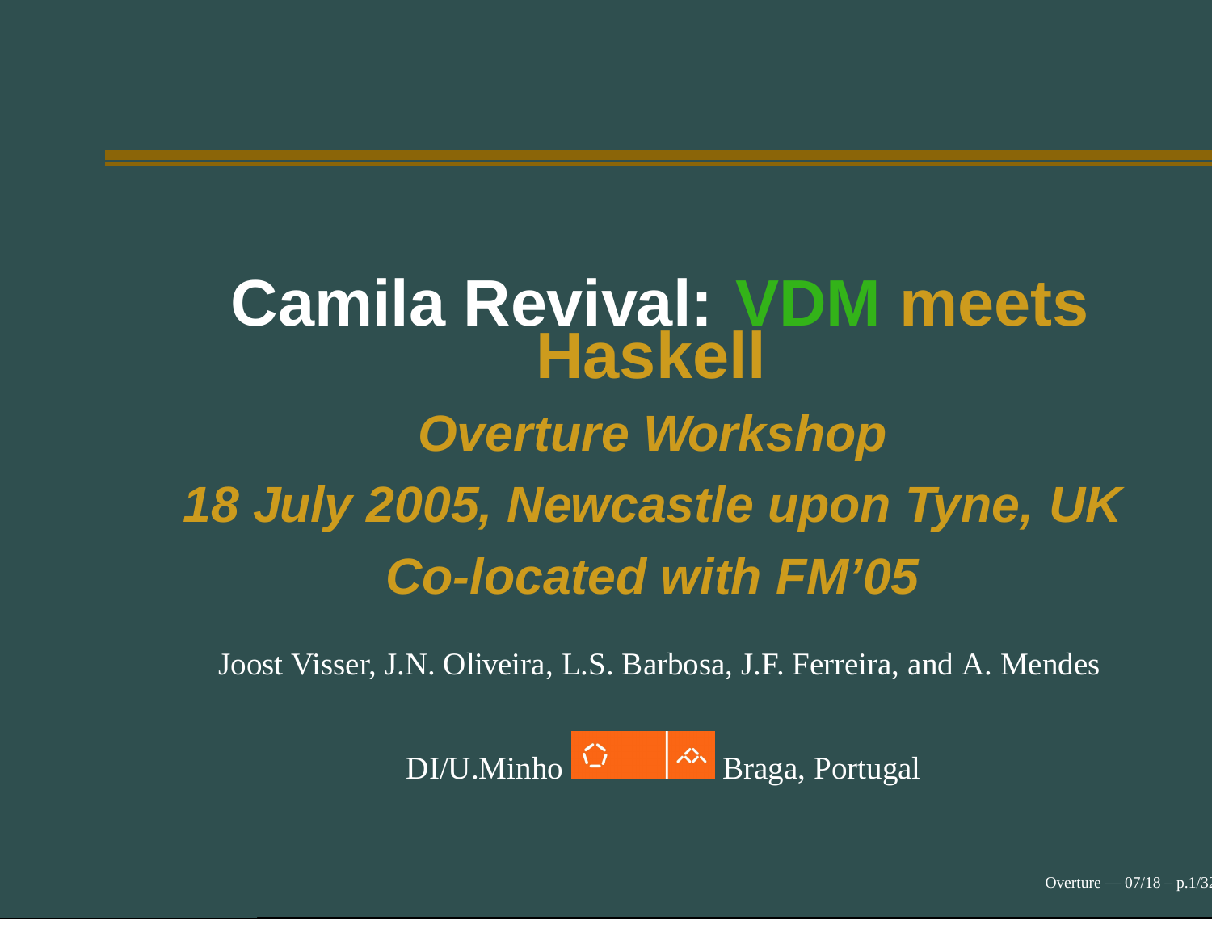# Camila Revival: VDM meets Haskell

***Overture Workshop***

***18 July 2005, Newcastle upon Tyne, UK***

***Co-located with FM'05***

Joost Visser, J.N. Oliveira, L.S. Barbosa, J.F. Ferreira, and A. Mendes

DI/U.Minho Braga, Portugal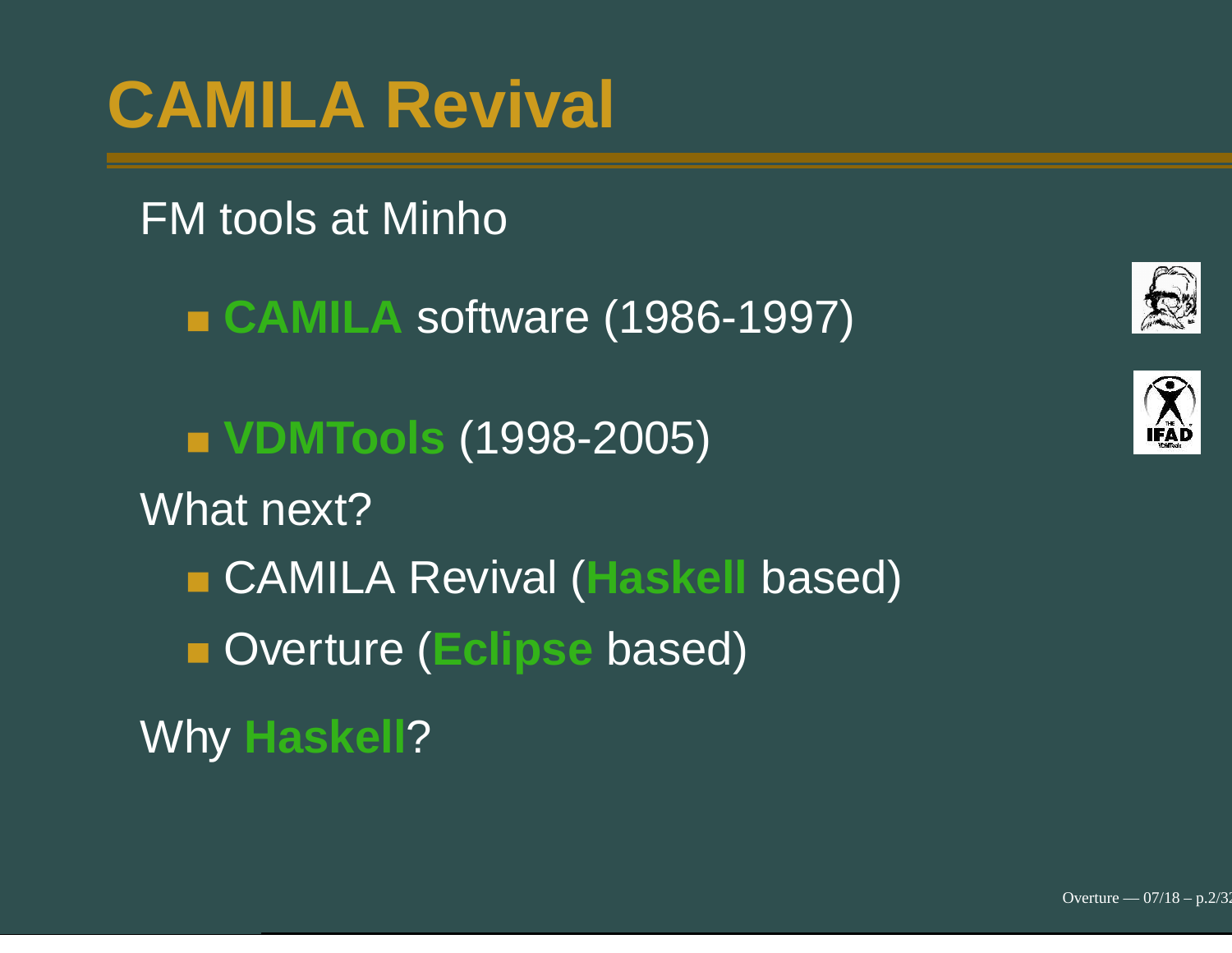# CAMILA Revival

FM tools at Minho

- **CAMILA** software (1986-1997)
- **VDMTools** (1998-2005)

What next?

- CAMILA Revival (**Haskell** based)
- Overture (**Eclipse** based)

Why **Haskell**?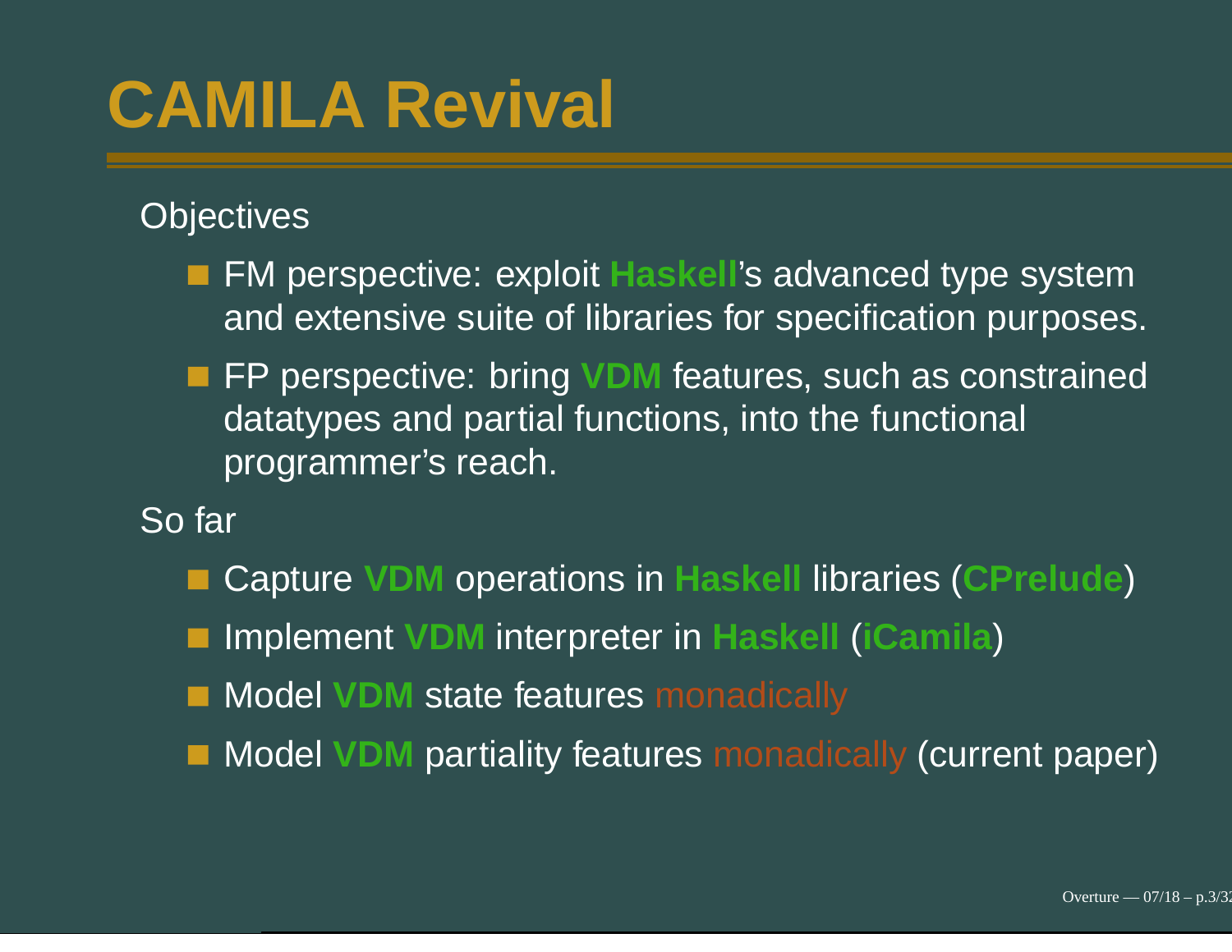# CAMILA Revival

Objectives

- FM perspective: exploit **Haskell**'s advanced type system and extensive suite of libraries for specification purposes.
- FP perspective: bring **VDM** features, such as constrained datatypes and partial functions, into the functional programmer's reach.

So far

- Capture **VDM** operations in **Haskell** libraries (**CPrelude**)
- Implement **VDM** interpreter in **Haskell** (**iCamila**)
- Model **VDM** state features monadically
- Model **VDM** partiality features monadically (current paper)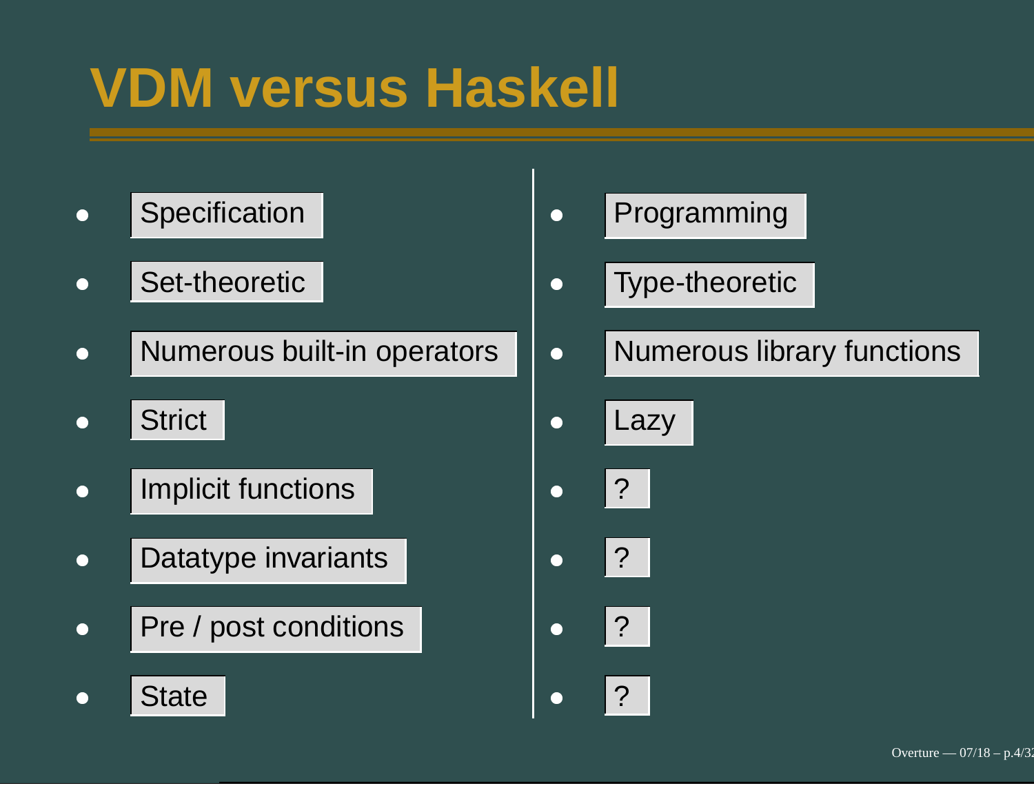# VDM versus Haskell

| VDM | Haskell |
| --- | --- |
| Specification | Programming |
| Set-theoretic | Type-theoretic |
| Numerous built-in operators | Numerous library functions |
| Strict | Lazy |
| Implicit functions | ? |
| Datatype invariants | ? |
| Pre / post conditions | ? |
| State | ? |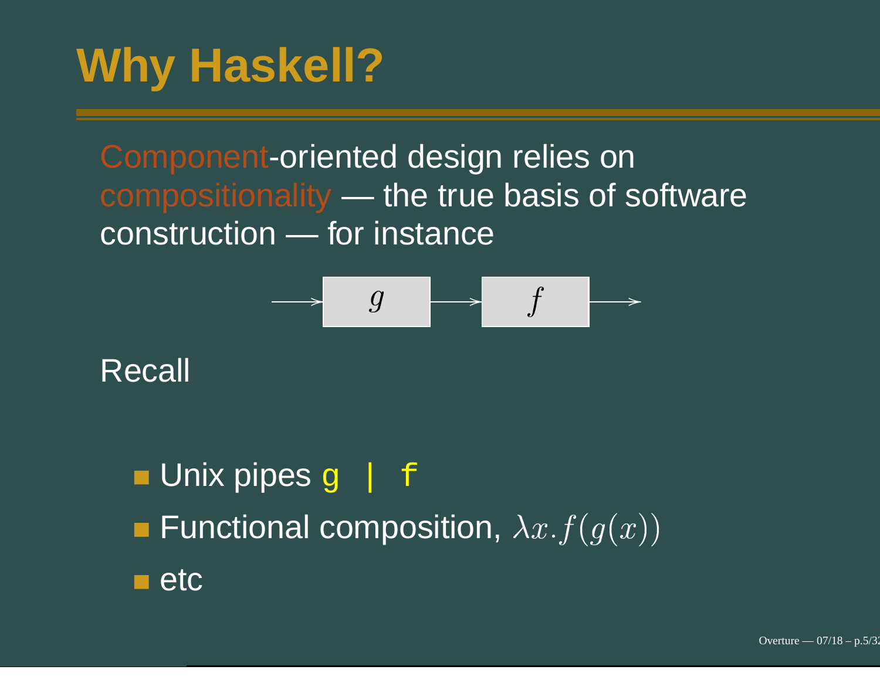# Why Haskell?

Component-oriented design relies on compositionality — the true basis of software construction — for instance

$$\longrightarrow \boxed{g} \longrightarrow \boxed{f} \longrightarrow$$

Recall

- Unix pipes `g | f`
- Functional composition, $\lambda x. f(g(x))$
- etc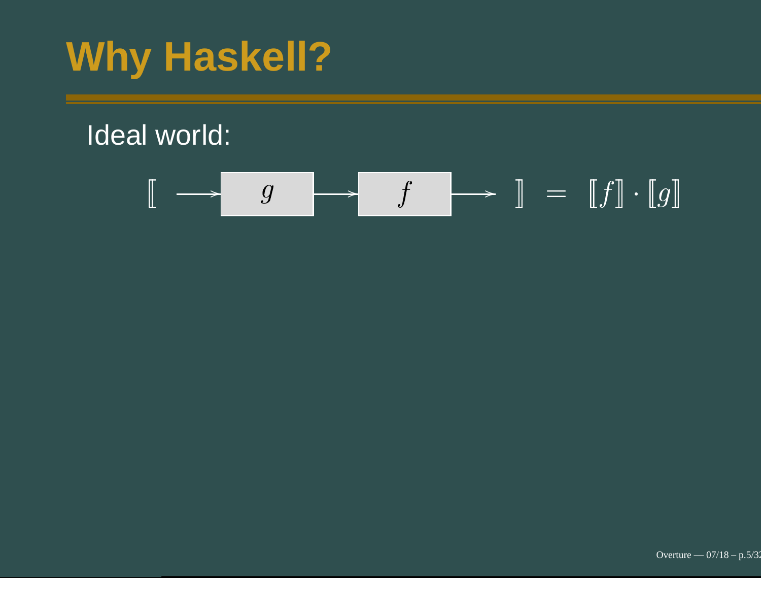# Why Haskell?

Ideal world:

$$\llbracket \longrightarrow \boxed{g} \longrightarrow \boxed{f} \longrightarrow \rrbracket = \llbracket f \rrbracket \cdot \llbracket g \rrbracket$$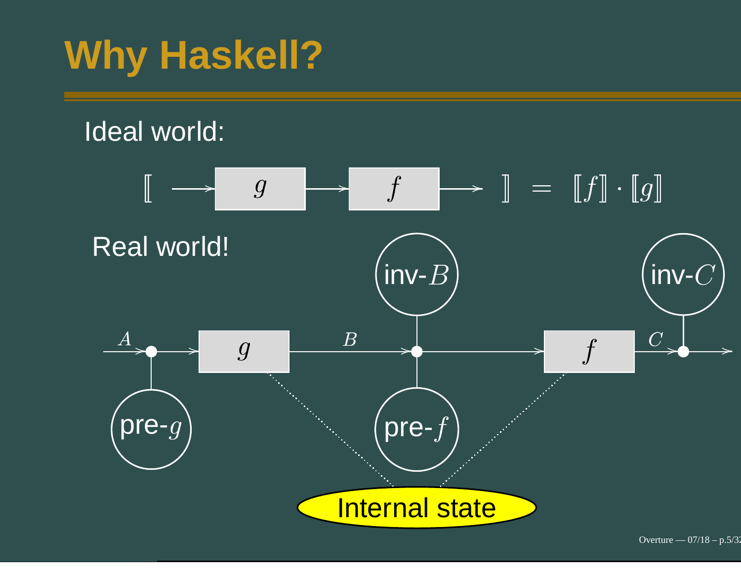# Why Haskell?

Ideal world:

$$[\![ \longrightarrow \boxed{g} \longrightarrow \boxed{f} \longrightarrow ]\!] = [\![f]\!] \cdot [\![g]\!]$$

Real world!

A → pre-$g$ → $g$ → B → inv-$B$ / pre-$f$ → $f$ → C → inv-$C$ →

Internal state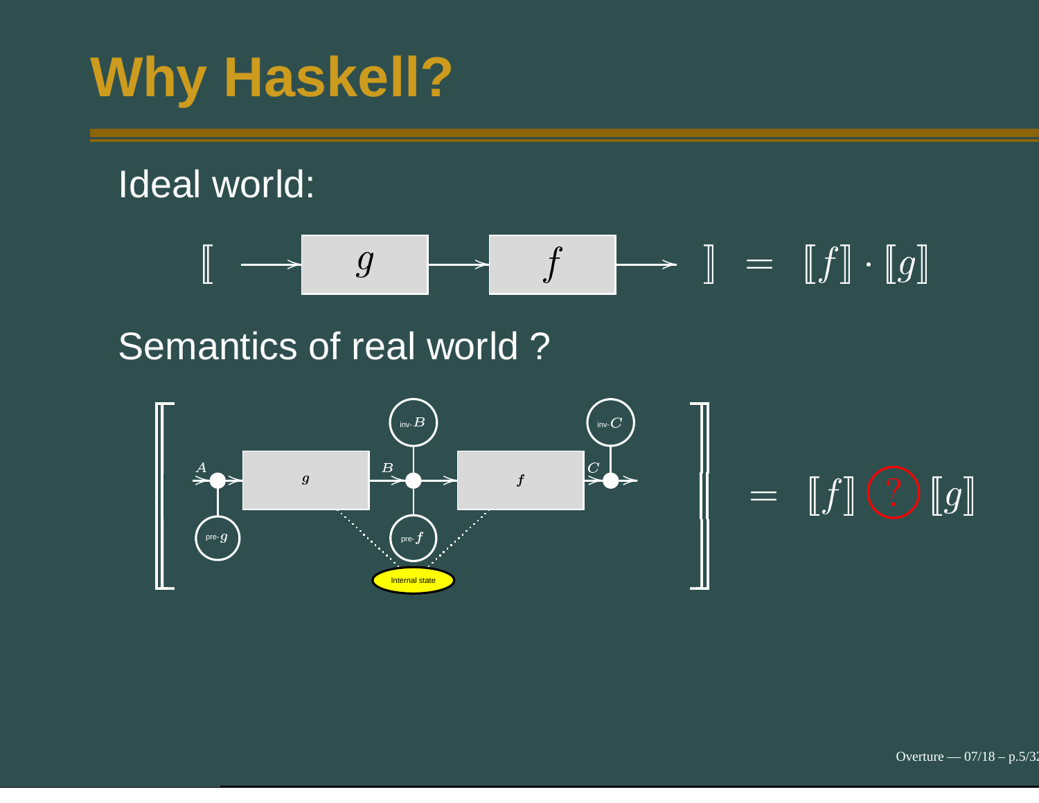# Why Haskell?

Ideal world:

$$[\![ \longrightarrow \boxed{g} \longrightarrow \boxed{f} \longrightarrow ]\!] = [\![f]\!] \cdot [\![g]\!]$$

Semantics of real world ?

$$[\![ \ \cdots \ ]\!] = [\![f]\!] \ ? \ [\![g]\!]$$

A, pre-$g$, $g$, B, inv-$B$, pre-$f$, $f$, C, inv-$C$, Internal state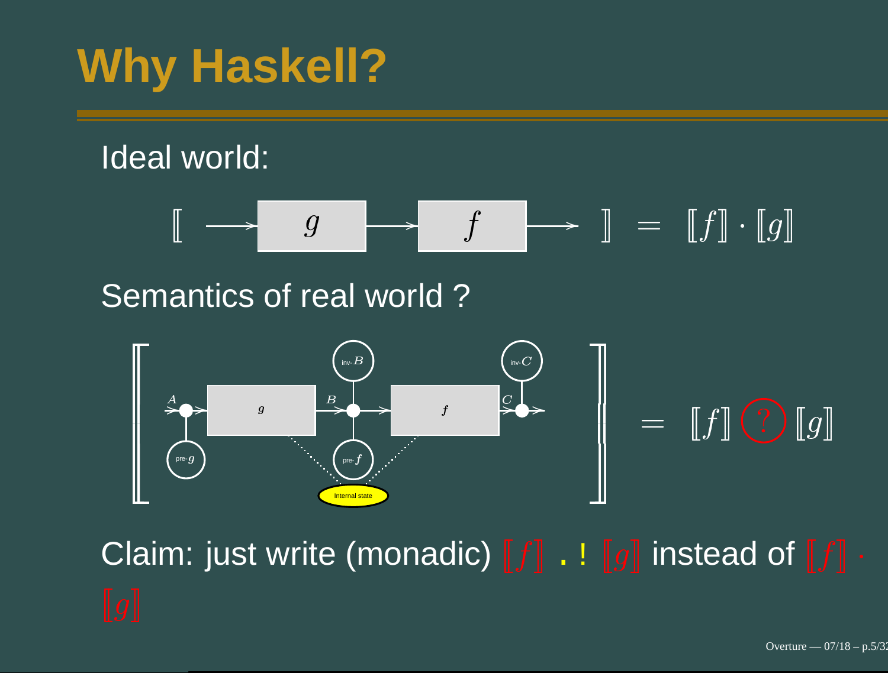# Why Haskell?

Ideal world:

$$[\![ \longrightarrow \boxed{g} \longrightarrow \boxed{f} \longrightarrow ]\!] = [\![f]\!] \cdot [\![g]\!]$$

Semantics of real world ?

$$[\![ \ldots ]\!] = [\![f]\!] \; ? \; [\![g]\!]$$

Claim: just write (monadic) $[\![f]\!]$ . ! $[\![g]\!]$ instead of $[\![f]\!] \cdot [\![g]\!]$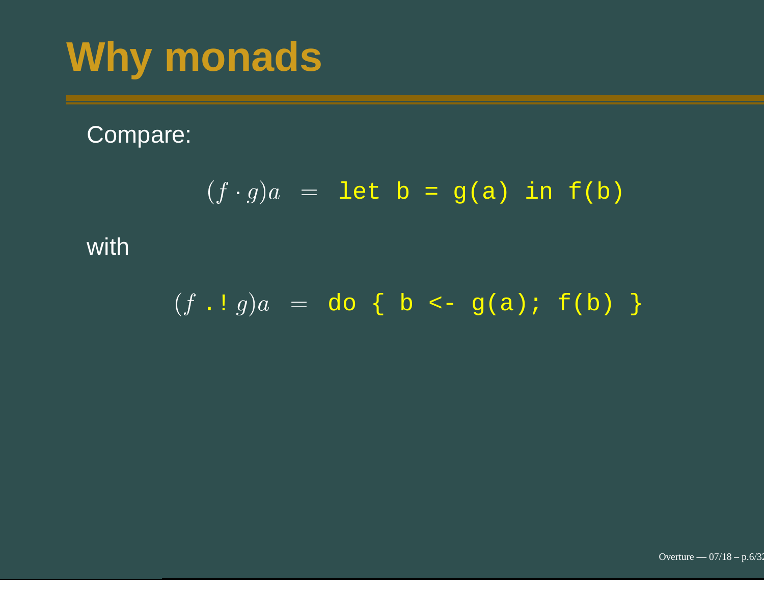# Why monads

Compare:

$$(f \cdot g)a \;=\; \texttt{let b = g(a) in f(b)}$$

with

$$(f \;\texttt{.!}\; g)a \;=\; \texttt{do \{ b <- g(a); f(b) \}}$$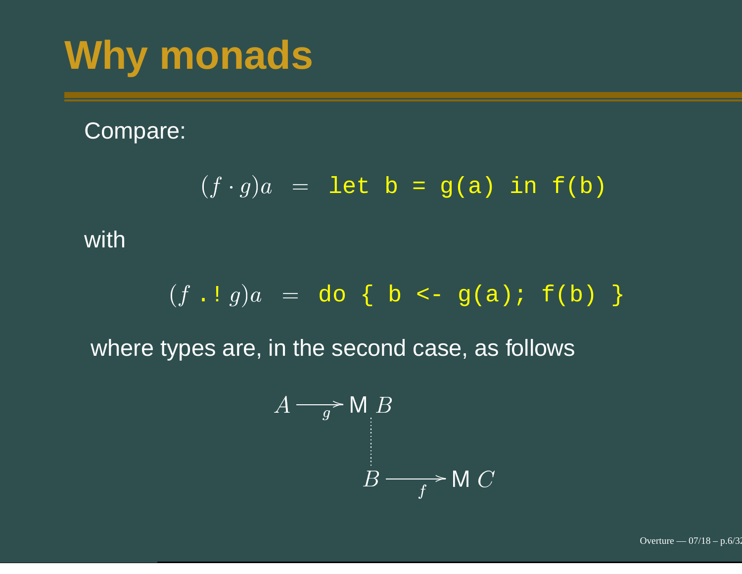# Why monads

Compare:

$$(f \cdot g)a \;=\; \texttt{let b = g(a) in f(b)}$$

with

$$(f \;\texttt{.!}\; g)a \;=\; \texttt{do \{ b <- g(a); f(b) \}}$$

where types are, in the second case, as follows

$$A \xrightarrow[g]{} \mathsf{M}\ B$$

$$B \xrightarrow[f]{} \mathsf{M}\ C$$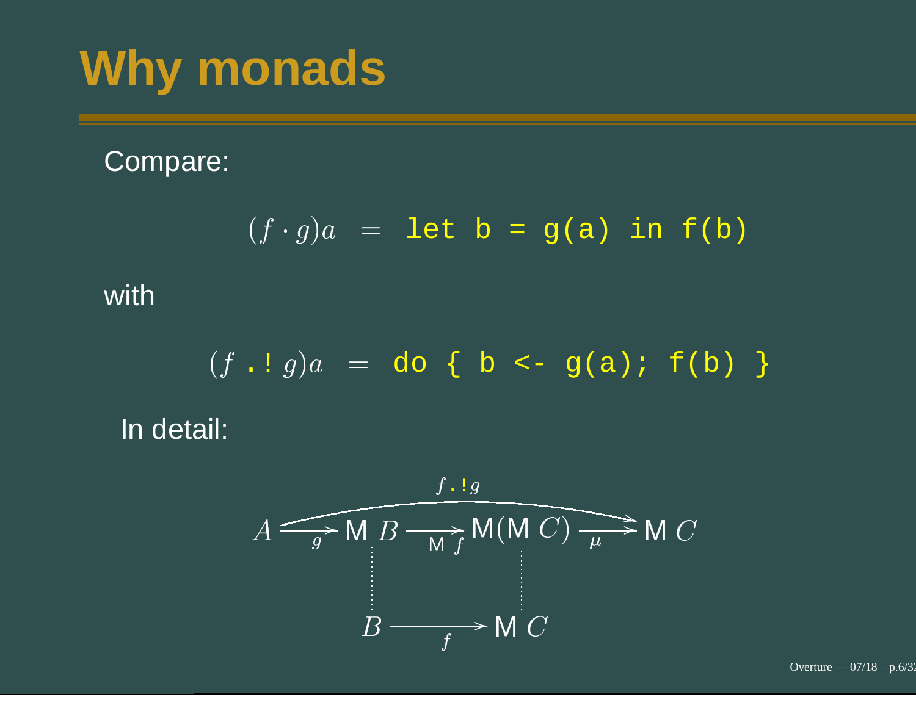# Why monads

Compare:

$$(f \cdot g)a \;=\; \texttt{let b = g(a) in f(b)}$$

with

$$(f \;\texttt{.!}\; g)a \;=\; \texttt{do \{ b <- g(a); f(b) \}}$$

In detail:

$$A \xrightarrow{g} \mathsf{M}\,B \xrightarrow{\mathsf{M}\,f} \mathsf{M}(\mathsf{M}\,C) \xrightarrow{\mu} \mathsf{M}\,C \qquad (\text{overall: } f \;\texttt{.!}\; g : A \to \mathsf{M}\,C)$$

$$B \xrightarrow{f} \mathsf{M}\,C$$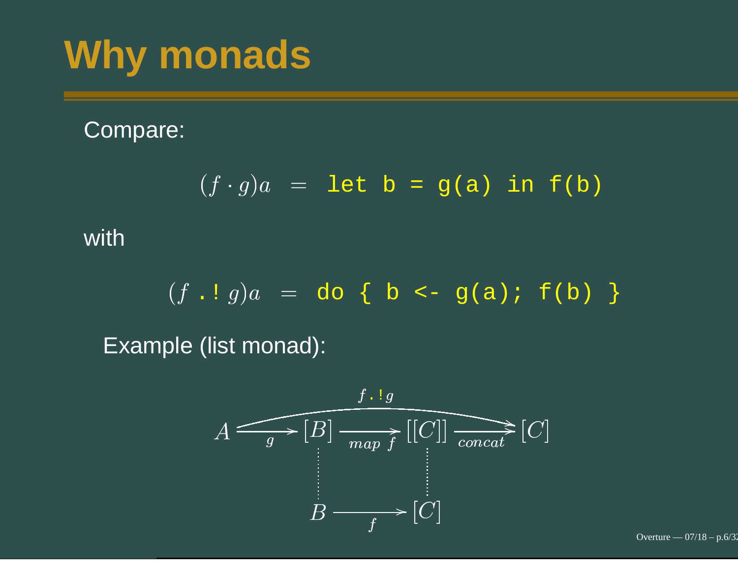# Why monads

Compare:

$$(f \cdot g)a \;=\; \texttt{let b = g(a) in f(b)}$$

with

$$(f \;\texttt{.!}\; g)a \;=\; \texttt{do \{ b <- g(a); f(b) \}}$$

Example (list monad):

$$A \xrightarrow{g} [B] \xrightarrow{map\ f} [[C]] \xrightarrow{concat} [C]$$

with $f \;\texttt{.!}\; g : A \to [C]$ (the composite from $A$ to $[C]$), and

$$B \xrightarrow{f} [C]$$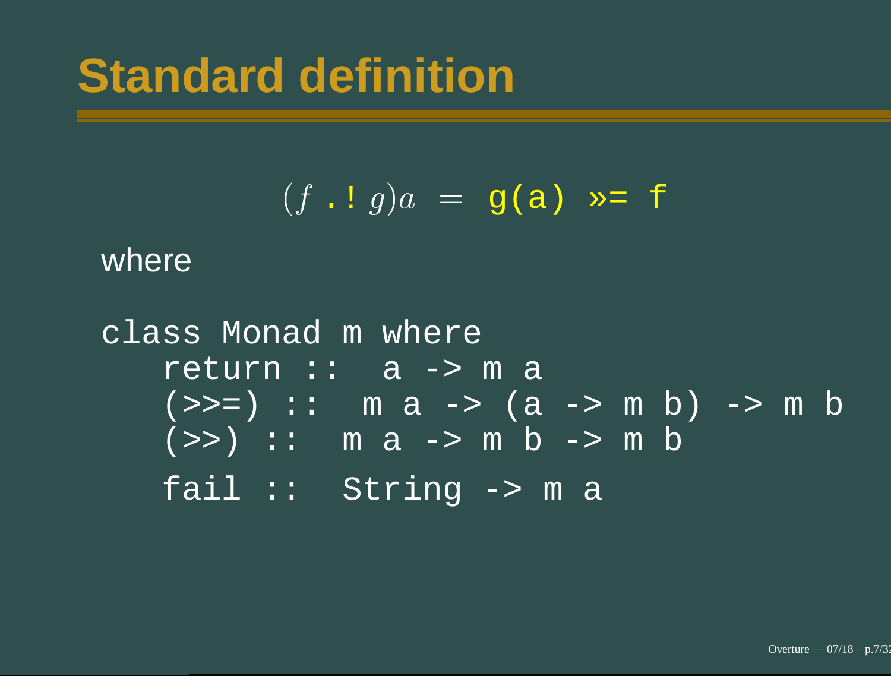# Standard definition

$$(f \;\texttt{.!}\; g)a \;=\; \texttt{g(a) »= f}$$

where

```
class Monad m where
   return ::  a -> m a
   (>>=) ::  m a -> (a -> m b) -> m b
   (>>) ::  m a -> m b -> m b
   fail ::  String -> m a
```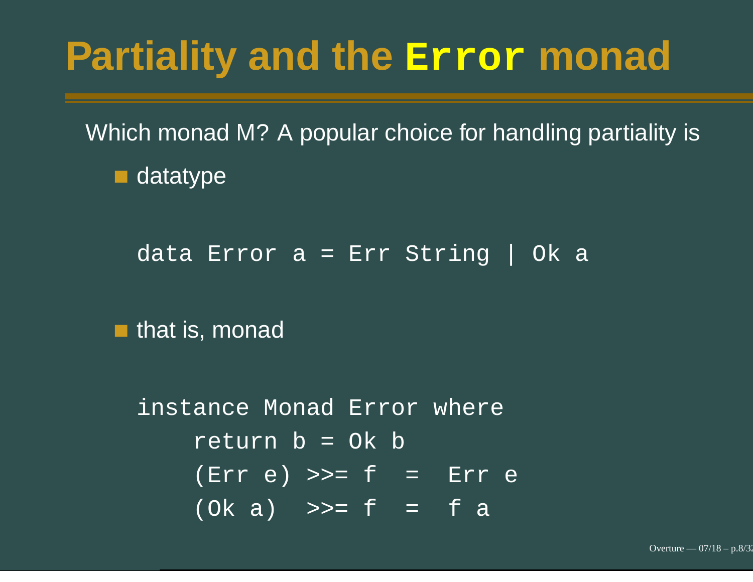# Partiality and the `Error` monad

Which monad M? A popular choice for handling partiality is

- datatype

```
data Error a = Err String | Ok a
```

- that is, monad

```
instance Monad Error where
    return b = Ok b
    (Err e) >>= f  =  Err e
    (Ok a)  >>= f  =  f a
```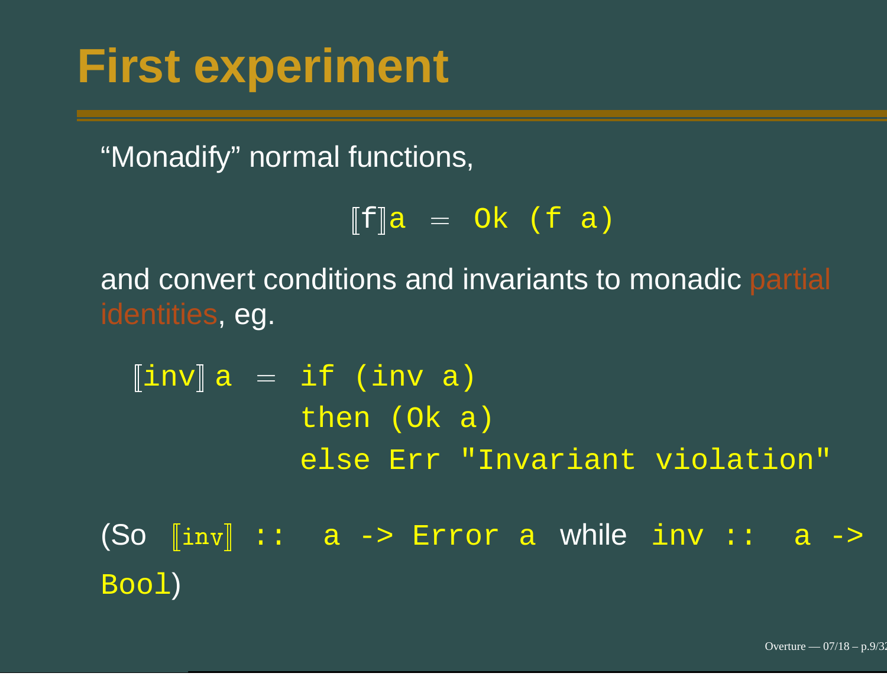# First experiment

"Monadify" normal functions,

```
⟦f⟧a = Ok (f a)
```

and convert conditions and invariants to monadic partial identities, eg.

```
⟦inv⟧ a = if (inv a)
          then (Ok a)
          else Err "Invariant violation"
```

(So `⟦inv⟧ :: a -> Error a` while `inv :: a -> Bool`)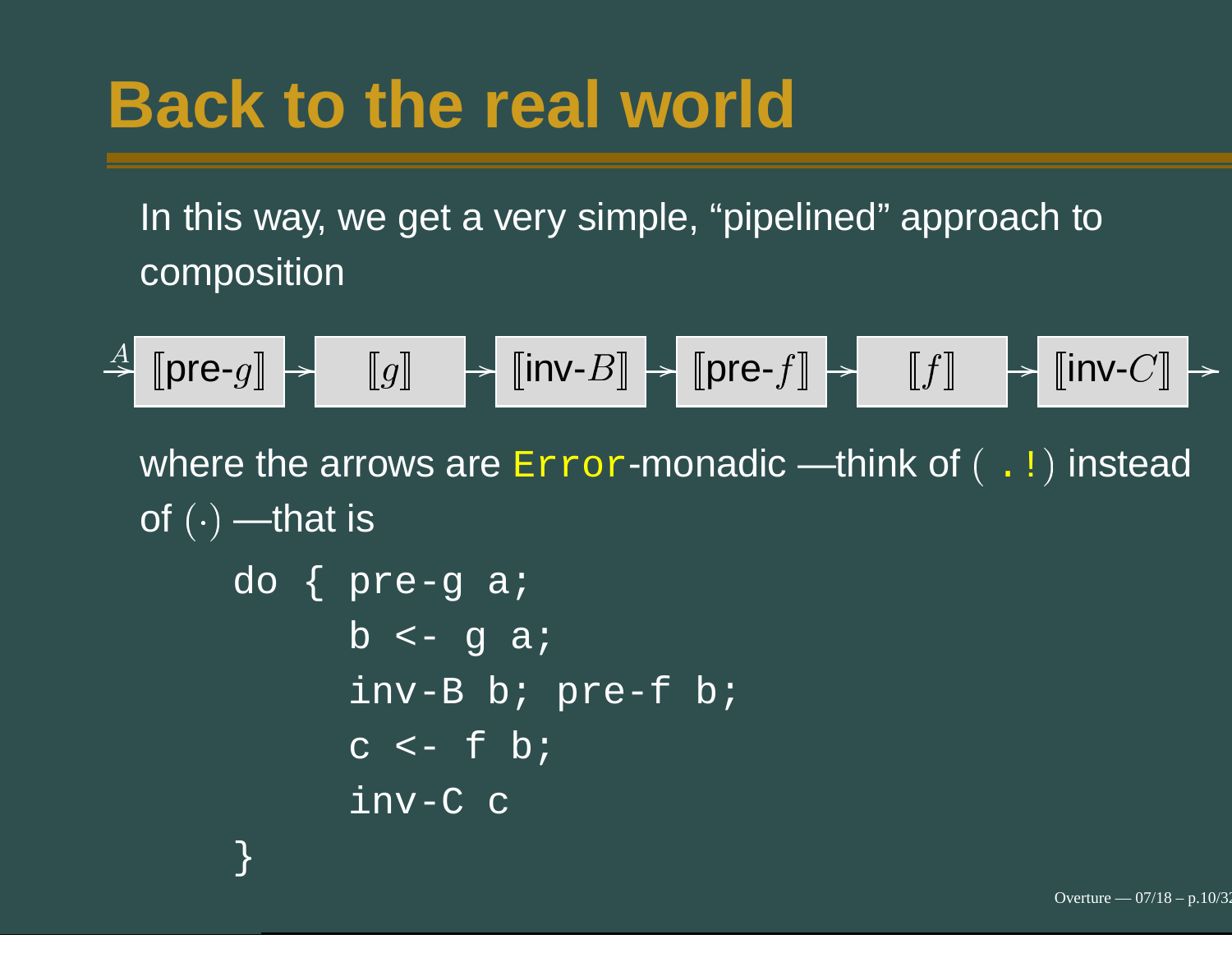# Back to the real world

In this way, we get a very simple, "pipelined" approach to composition

$$\xrightarrow{A} \boxed{[\![\text{pre-}g]\!]} \rightarrow \boxed{[\![g]\!]} \rightarrow \boxed{[\![\text{inv-}B]\!]} \rightarrow \boxed{[\![\text{pre-}f]\!]} \rightarrow \boxed{[\![f]\!]} \rightarrow \boxed{[\![\text{inv-}C]\!]} \rightarrow$$

where the arrows are `Error`-monadic —think of ( `.!`) instead of $(\cdot)$ —that is

```
do { pre-g a;
     b <- g a;
     inv-B b; pre-f b;
     c <- f b;
     inv-C c
}
```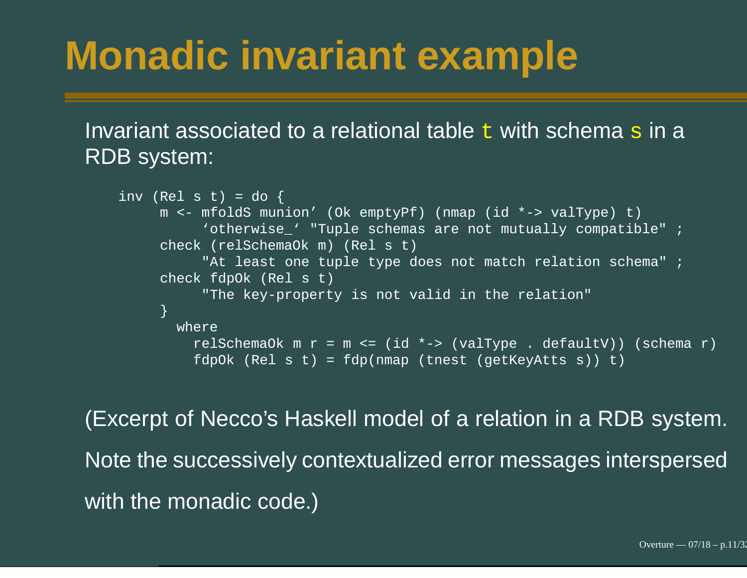# Monadic invariant example

Invariant associated to a relational table `t` with schema `s` in a RDB system:

```
inv (Rel s t) = do {
     m <- mfoldS munion' (Ok emptyPf) (nmap (id *-> valType) t)
          `otherwise_` "Tuple schemas are not mutually compatible" ;
     check (relSchemaOk m) (Rel s t)
          "At least one tuple type does not match relation schema" ;
     check fdpOk (Rel s t)
          "The key-property is not valid in the relation"
     }
       where
         relSchemaOk m r = m <= (id *-> (valType . defaultV)) (schema r)
         fdpOk (Rel s t) = fdp(nmap (tnest (getKeyAtts s)) t)
```

(Excerpt of Necco's Haskell model of a relation in a RDB system.

Note the successively contextualized error messages interspersed

with the monadic code.)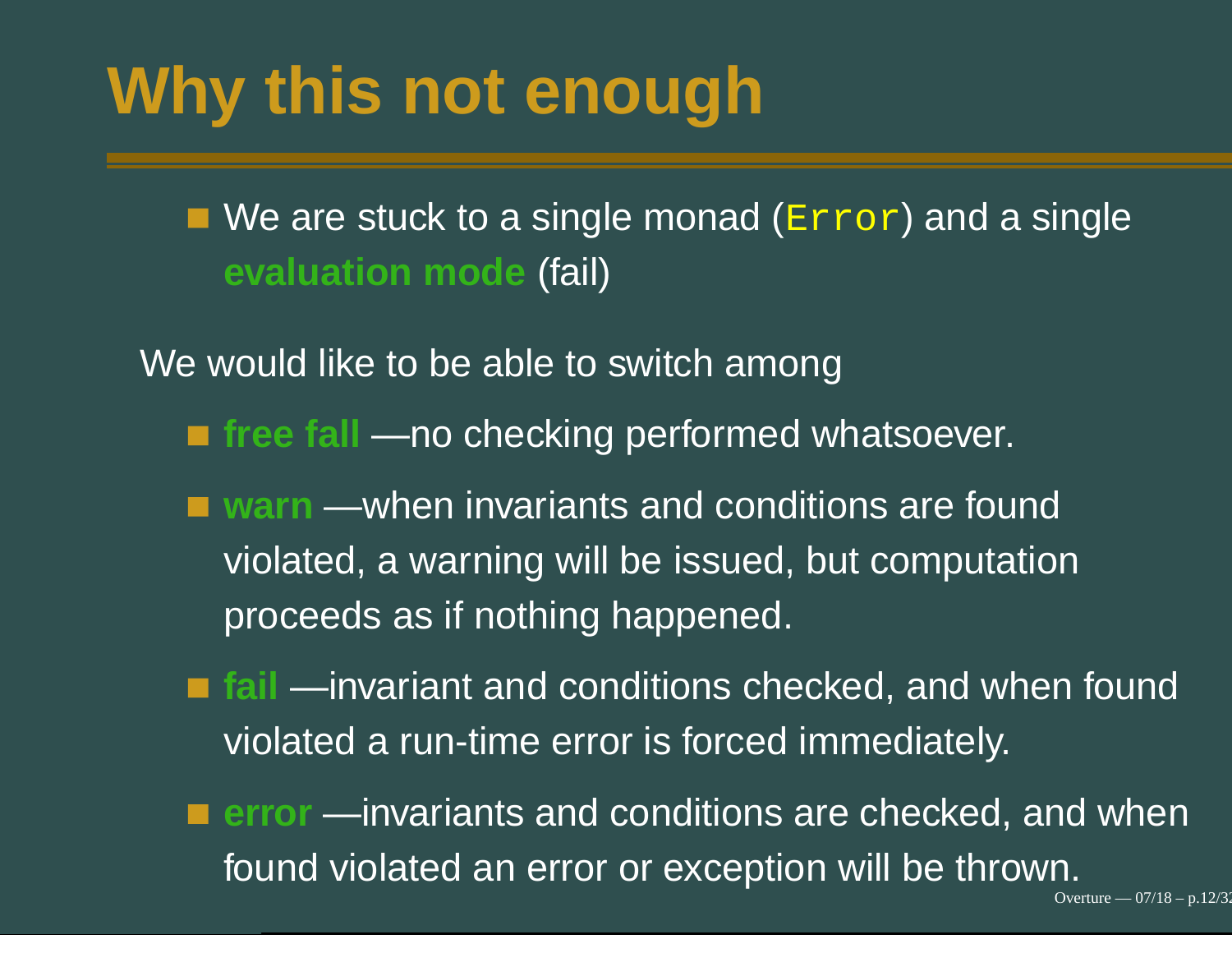# Why this not enough

- We are stuck to a single monad (`Error`) and a single **evaluation mode** (fail)

We would like to be able to switch among

- **free fall** —no checking performed whatsoever.
- **warn** —when invariants and conditions are found violated, a warning will be issued, but computation proceeds as if nothing happened.
- **fail** —invariant and conditions checked, and when found violated a run-time error is forced immediately.
- **error** —invariants and conditions are checked, and when found violated an error or exception will be thrown.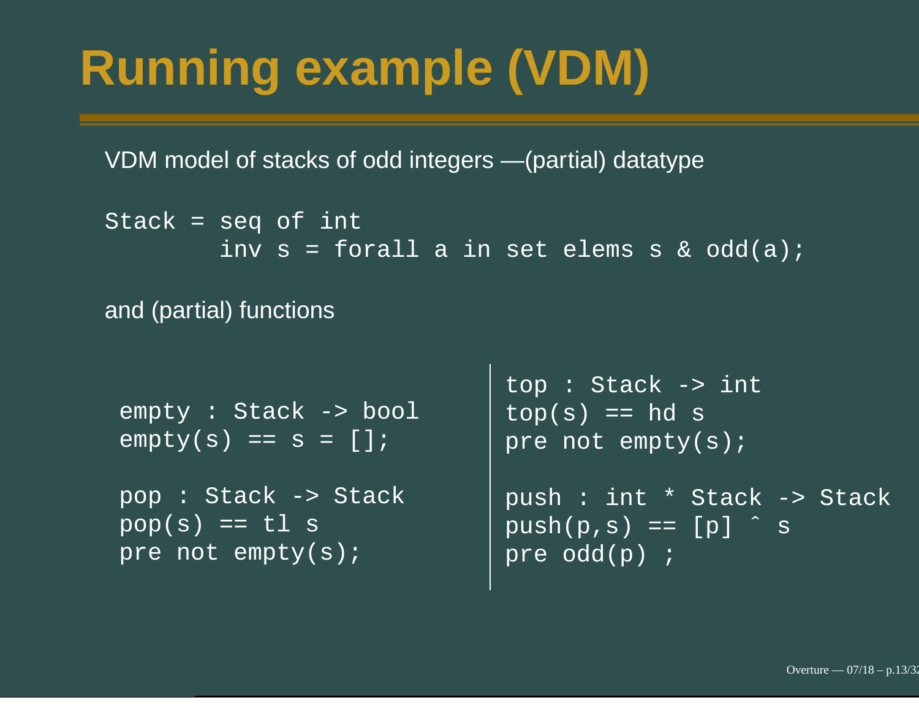# Running example (VDM)

VDM model of stacks of odd integers —(partial) datatype

```
Stack = seq of int
        inv s = forall a in set elems s & odd(a);
```

and (partial) functions

```
empty : Stack -> bool
empty(s) == s = [];

pop : Stack -> Stack
pop(s) == tl s
pre not empty(s);
```

```
top : Stack -> int
top(s) == hd s
pre not empty(s);

push : int * Stack -> Stack
push(p,s) == [p] ^ s
pre odd(p) ;
```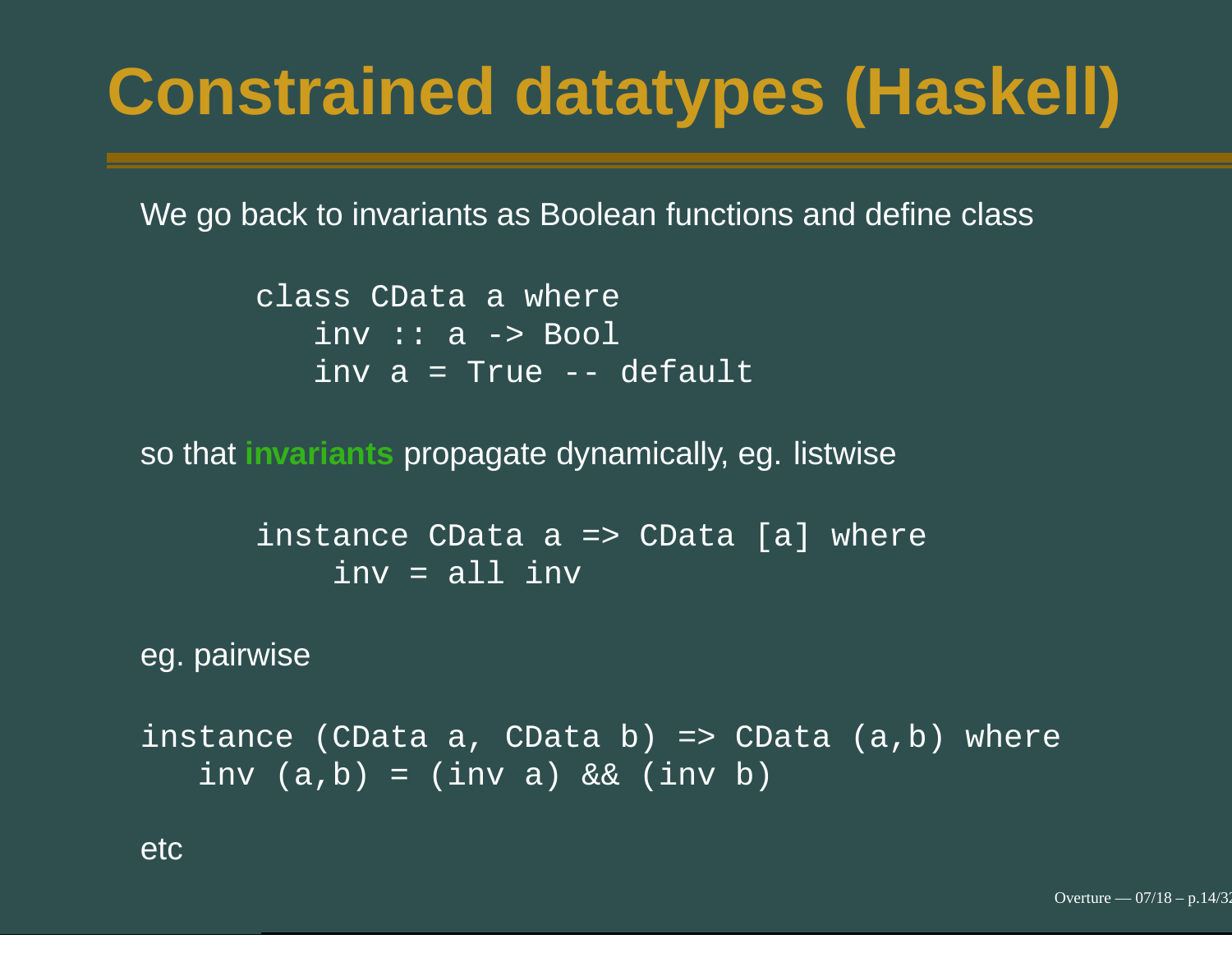# Constrained datatypes (Haskell)

We go back to invariants as Boolean functions and define class

```
class CData a where
   inv :: a -> Bool
   inv a = True -- default
```

so that **invariants** propagate dynamically, eg. listwise

```
instance CData a => CData [a] where
    inv = all inv
```

eg. pairwise

```
instance (CData a, CData b) => CData (a,b) where
   inv (a,b) = (inv a) && (inv b)
```

etc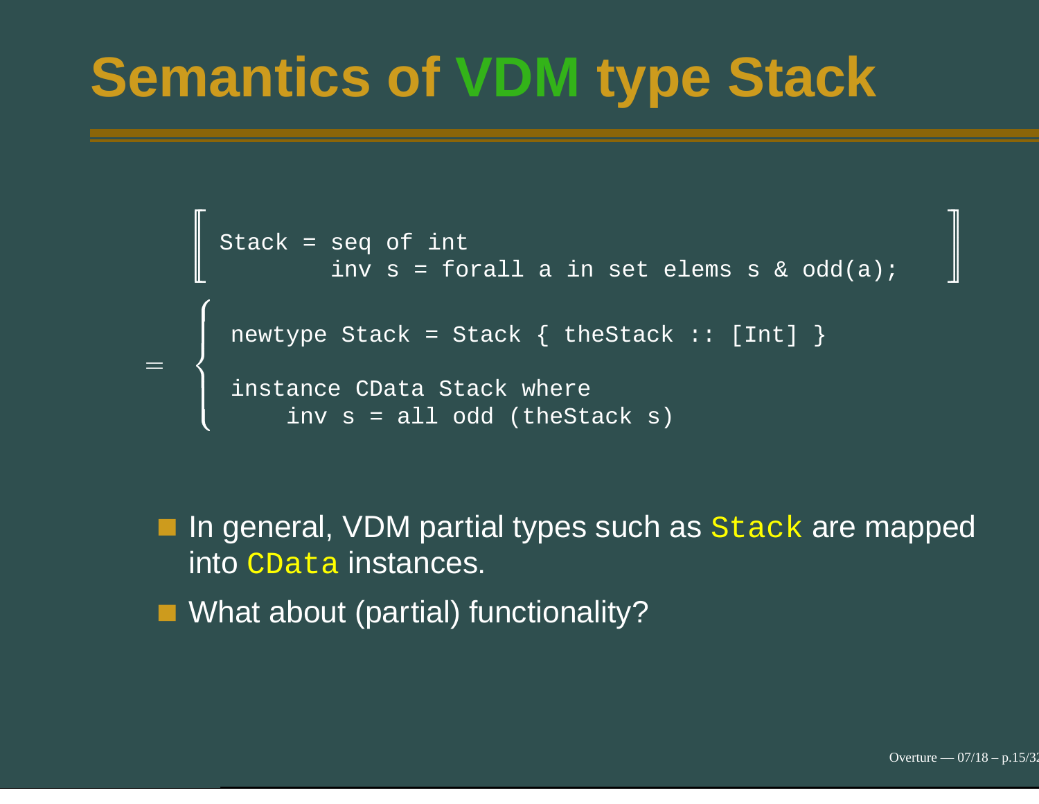# Semantics of VDM type Stack

$$\left[\!\!\left[ \begin{array}{l} \texttt{Stack = seq of int} \\ \qquad\quad \texttt{inv s = forall a in set elems s \& odd(a);} \end{array} \right]\!\!\right]$$

$$= \left\{ \begin{array}{l} \texttt{newtype Stack = Stack \{ theStack :: [Int] \}} \\ \\ \texttt{instance CData Stack where} \\ \qquad \texttt{inv s = all odd (theStack s)} \end{array} \right.$$

- In general, VDM partial types such as `Stack` are mapped into `CData` instances.
- What about (partial) functionality?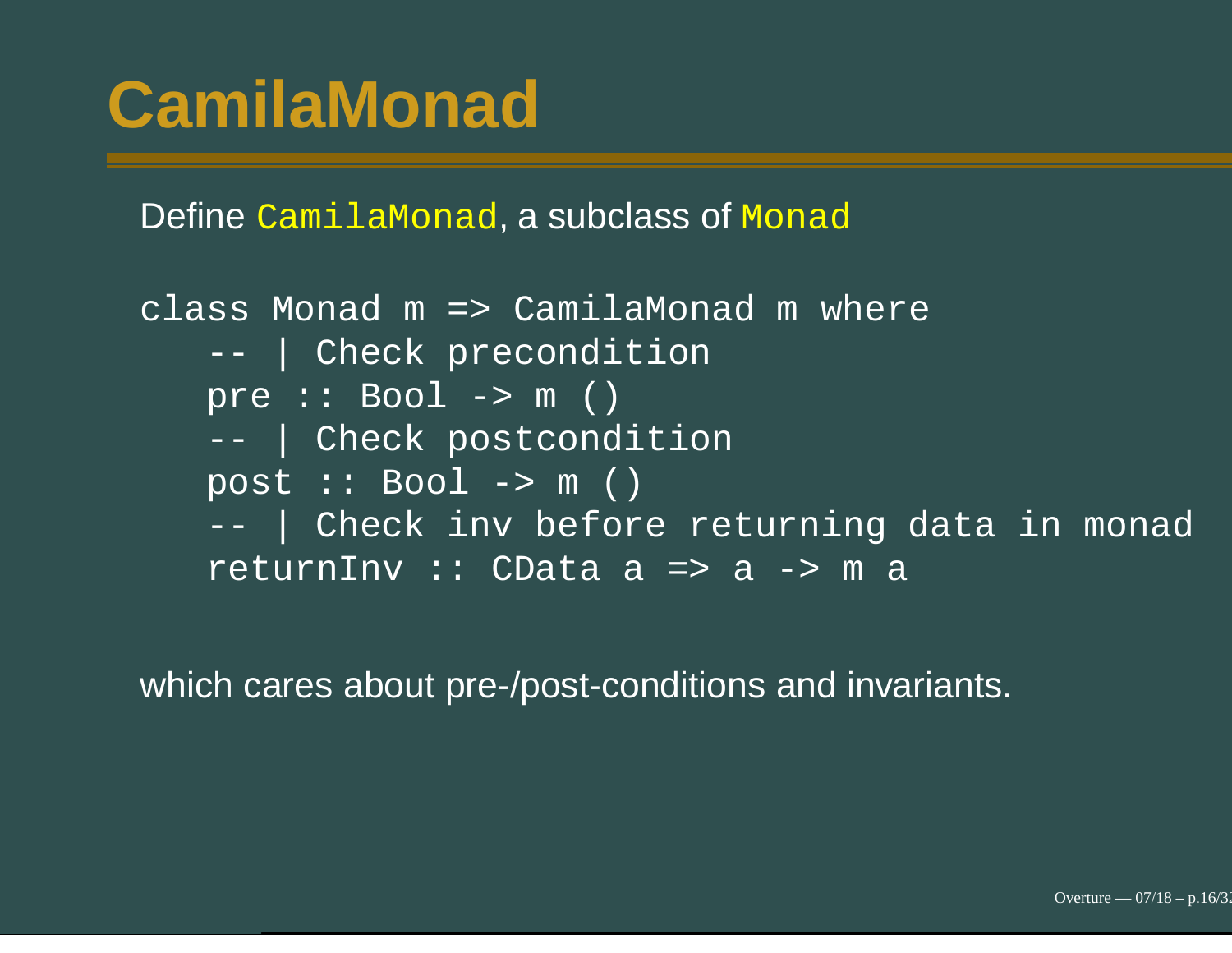# CamilaMonad

Define `CamilaMonad`, a subclass of `Monad`

```
class Monad m => CamilaMonad m where
   -- | Check precondition
   pre :: Bool -> m ()
   -- | Check postcondition
   post :: Bool -> m ()
   -- | Check inv before returning data in monad
   returnInv :: CData a => a -> m a
```

which cares about pre-/post-conditions and invariants.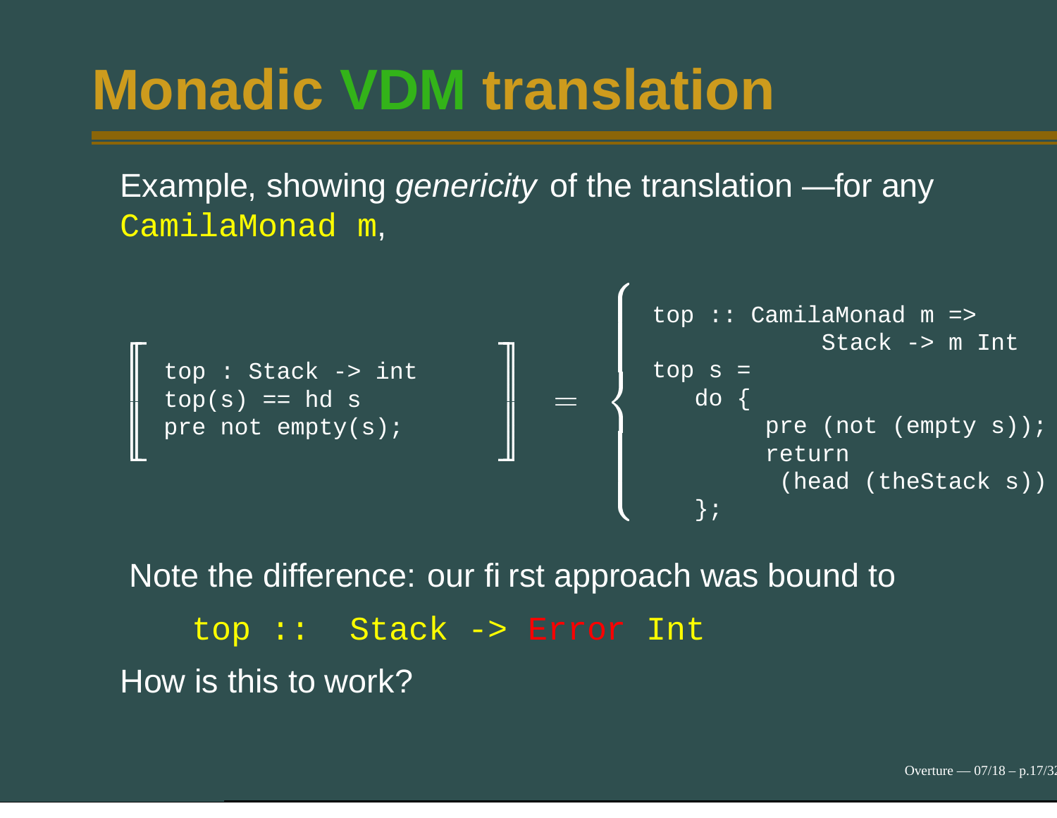# Monadic VDM translation

Example, showing *genericity* of the translation —for any `CamilaMonad m`,

$$\left[\!\left[\; \begin{array}{l}\texttt{top : Stack -> int}\\ \texttt{top(s) == hd s}\\ \texttt{pre not empty(s);}\end{array} \;\right]\!\right] = \left\{ \begin{array}{l} \texttt{top :: CamilaMonad m =>} \\ \qquad\qquad\texttt{Stack -> m Int} \\ \texttt{top s =} \\ \quad\texttt{do \{} \\ \qquad\texttt{pre (not (empty s));} \\ \qquad\texttt{return} \\ \qquad\;\texttt{(head (theStack s))} \\ \quad\texttt{\};} \end{array} \right.$$

Note the difference: our first approach was bound to

```
top ::  Stack -> Error Int
```

How is this to work?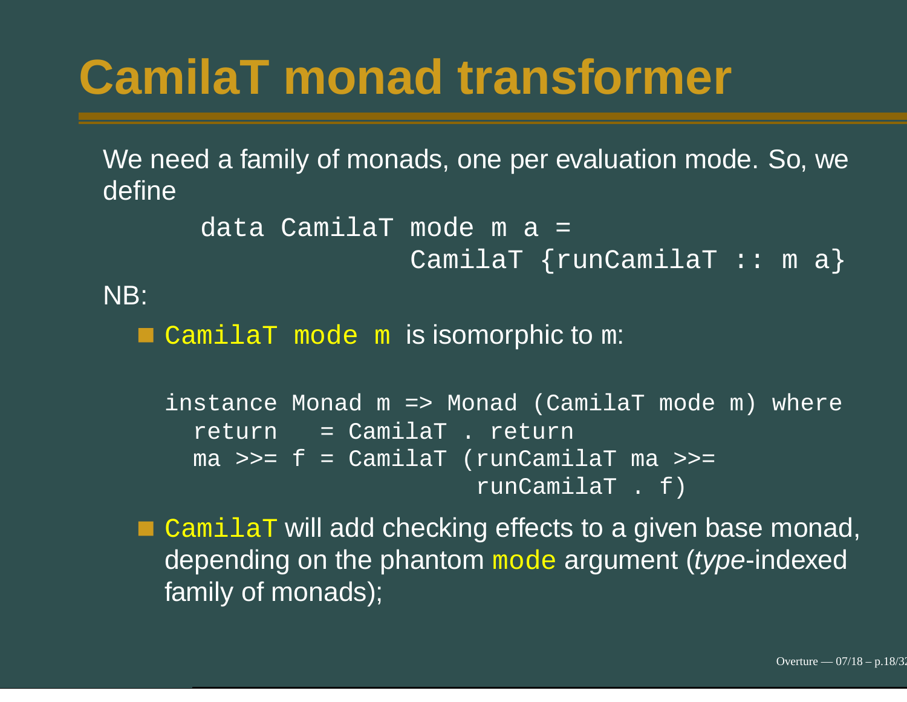# CamilaT monad transformer

We need a family of monads, one per evaluation mode. So, we define

```
data CamilaT mode m a =
                CamilaT {runCamilaT :: m a}
```

NB:

- `CamilaT mode m` is isomorphic to `m`:

  ```
  instance Monad m => Monad (CamilaT mode m) where
    return   = CamilaT . return
    ma >>= f = CamilaT (runCamilaT ma >>=
                          runCamilaT . f)
  ```

- `CamilaT` will add checking effects to a given base monad, depending on the phantom `mode` argument (*type*-indexed family of monads);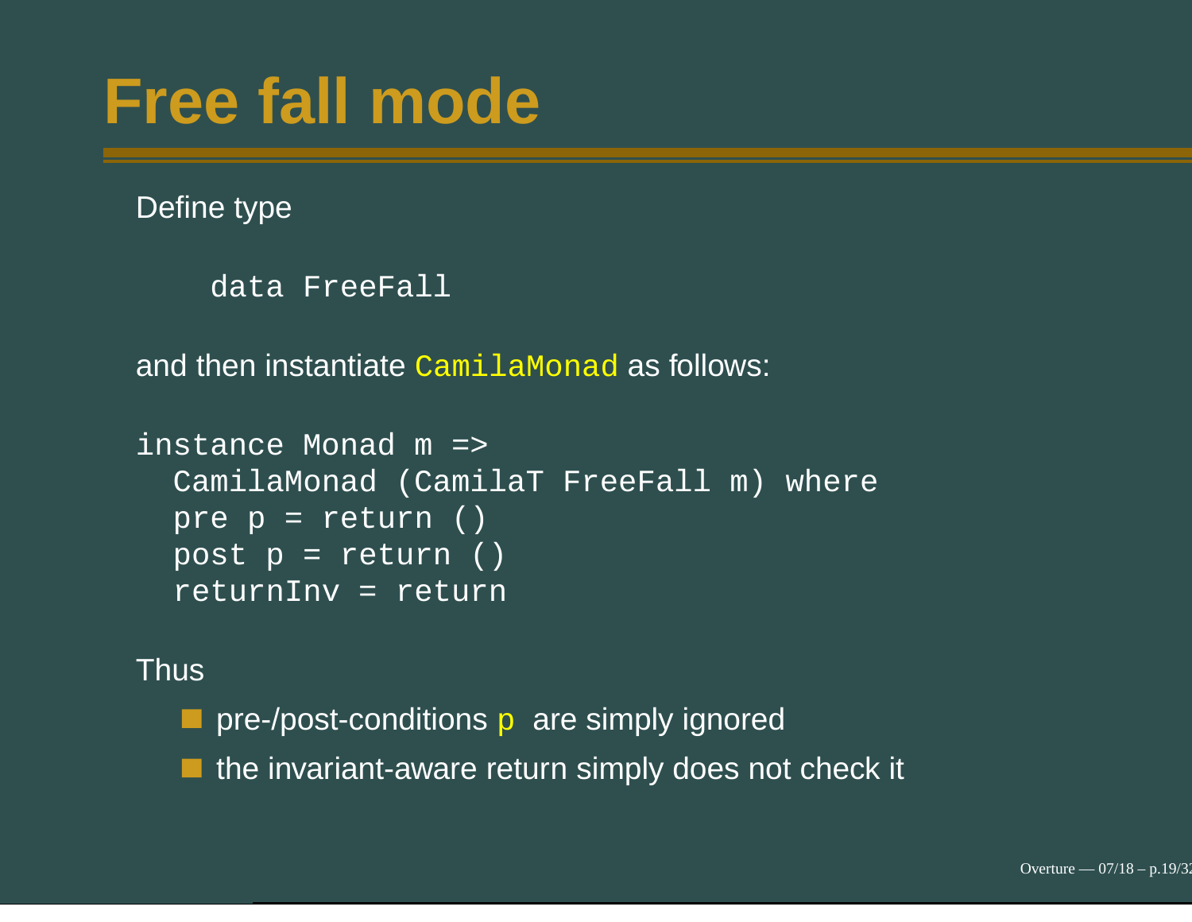# Free fall mode

Define type

```
data FreeFall
```

and then instantiate `CamilaMonad` as follows:

```
instance Monad m =>
  CamilaMonad (CamilaT FreeFall m) where
  pre p = return ()
  post p = return ()
  returnInv = return
```

Thus

- pre-/post-conditions `p` are simply ignored
- the invariant-aware return simply does not check it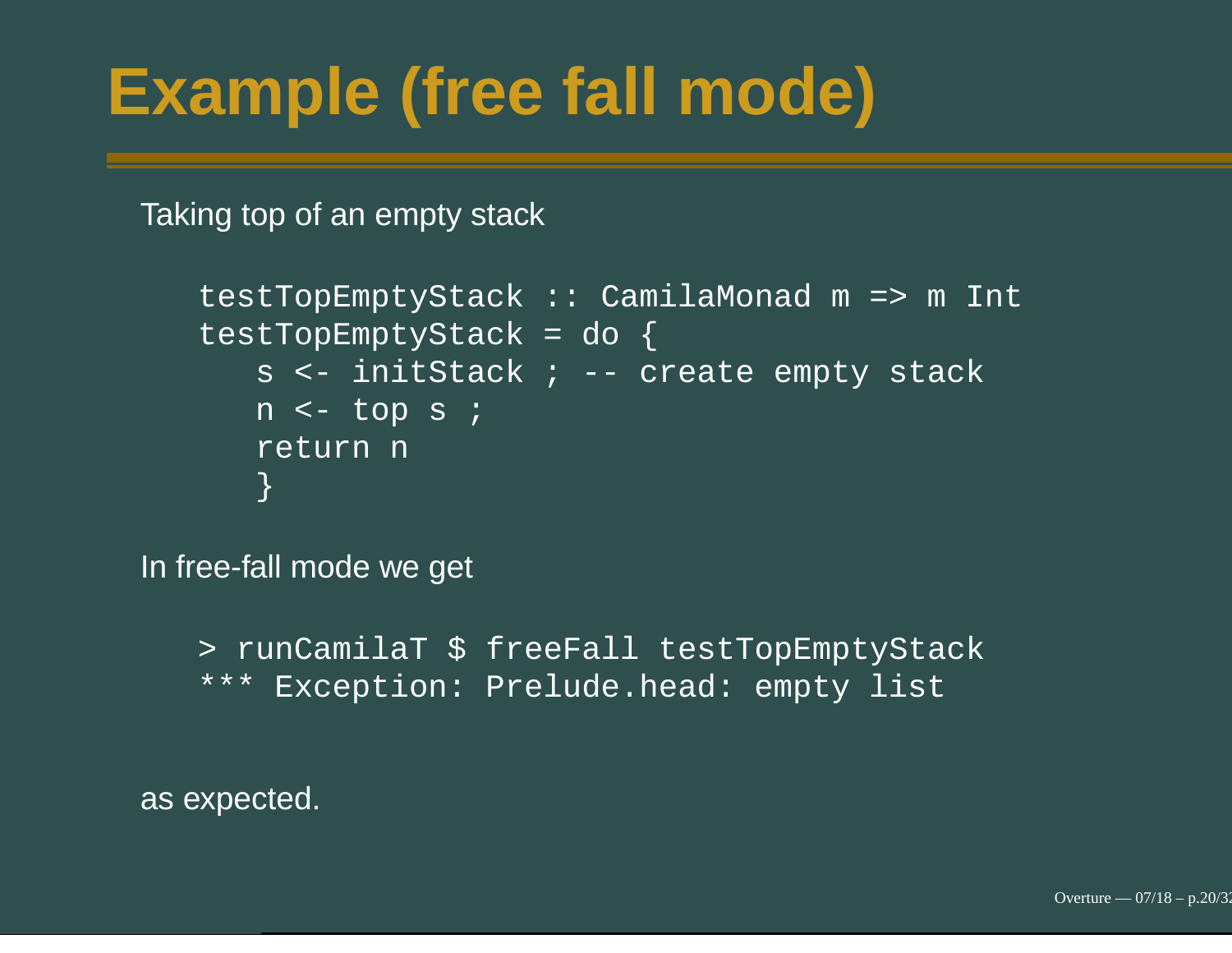# Example (free fall mode)

Taking top of an empty stack

```
testTopEmptyStack :: CamilaMonad m => m Int
testTopEmptyStack = do {
   s <- initStack ; -- create empty stack
   n <- top s ;
   return n
   }
```

In free-fall mode we get

```
> runCamilaT $ freeFall testTopEmptyStack
*** Exception: Prelude.head: empty list
```

as expected.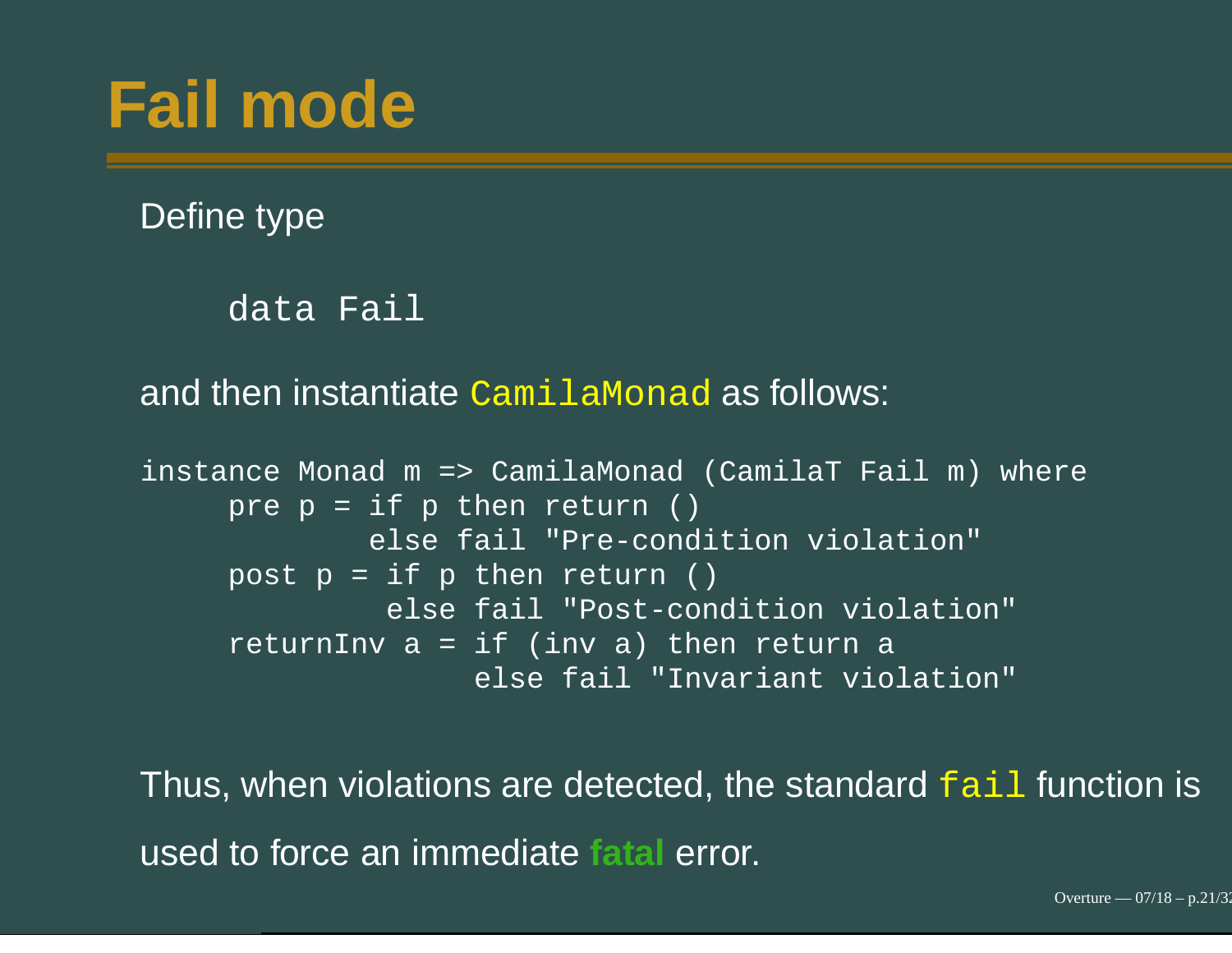# Fail mode

Define type

```
data Fail
```

and then instantiate `CamilaMonad` as follows:

```
instance Monad m => CamilaMonad (CamilaT Fail m) where
     pre p = if p then return ()
             else fail "Pre-condition violation"
     post p = if p then return ()
              else fail "Post-condition violation"
     returnInv a = if (inv a) then return a
                   else fail "Invariant violation"
```

Thus, when violations are detected, the standard `fail` function is used to force an immediate **fatal** error.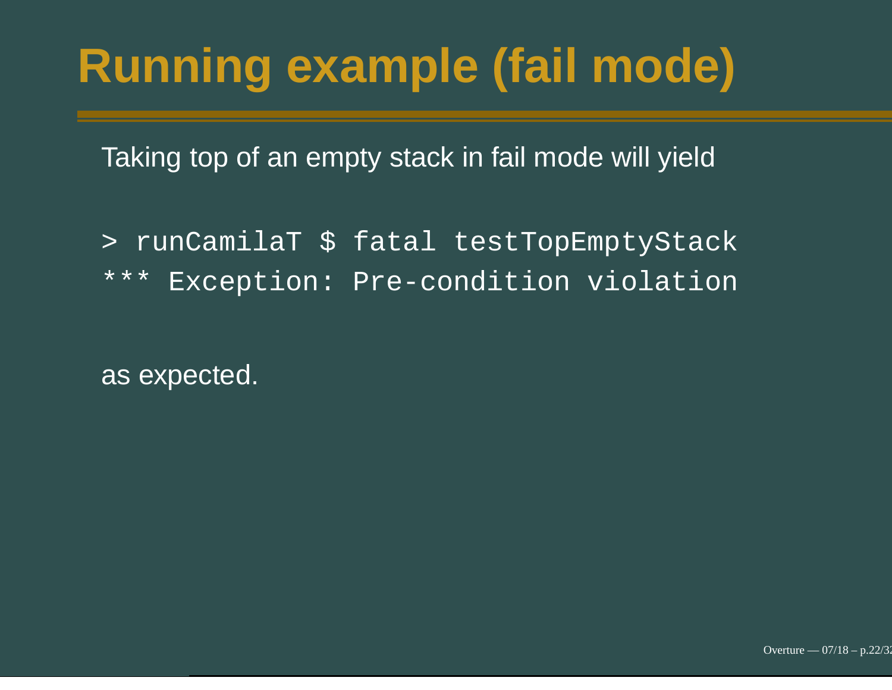# Running example (fail mode)

Taking top of an empty stack in fail mode will yield

```
> runCamilaT $ fatal testTopEmptyStack
*** Exception: Pre-condition violation
```

as expected.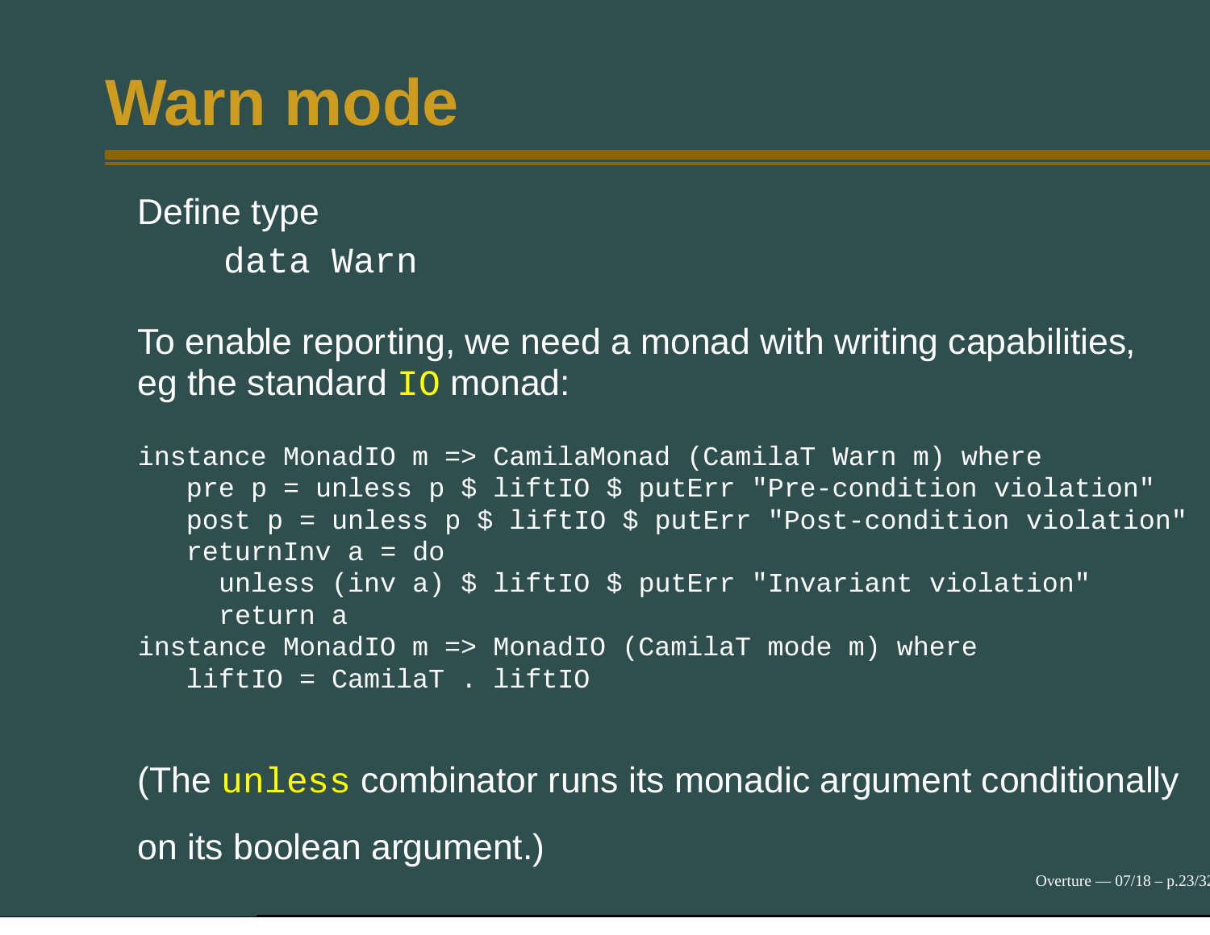# Warn mode

Define type

```
data Warn
```

To enable reporting, we need a monad with writing capabilities, eg the standard `IO` monad:

```
instance MonadIO m => CamilaMonad (CamilaT Warn m) where
   pre p = unless p $ liftIO $ putErr "Pre-condition violation"
   post p = unless p $ liftIO $ putErr "Post-condition violation"
   returnInv a = do
     unless (inv a) $ liftIO $ putErr "Invariant violation"
     return a
instance MonadIO m => MonadIO (CamilaT mode m) where
   liftIO = CamilaT . liftIO
```

(The `unless` combinator runs its monadic argument conditionally on its boolean argument.)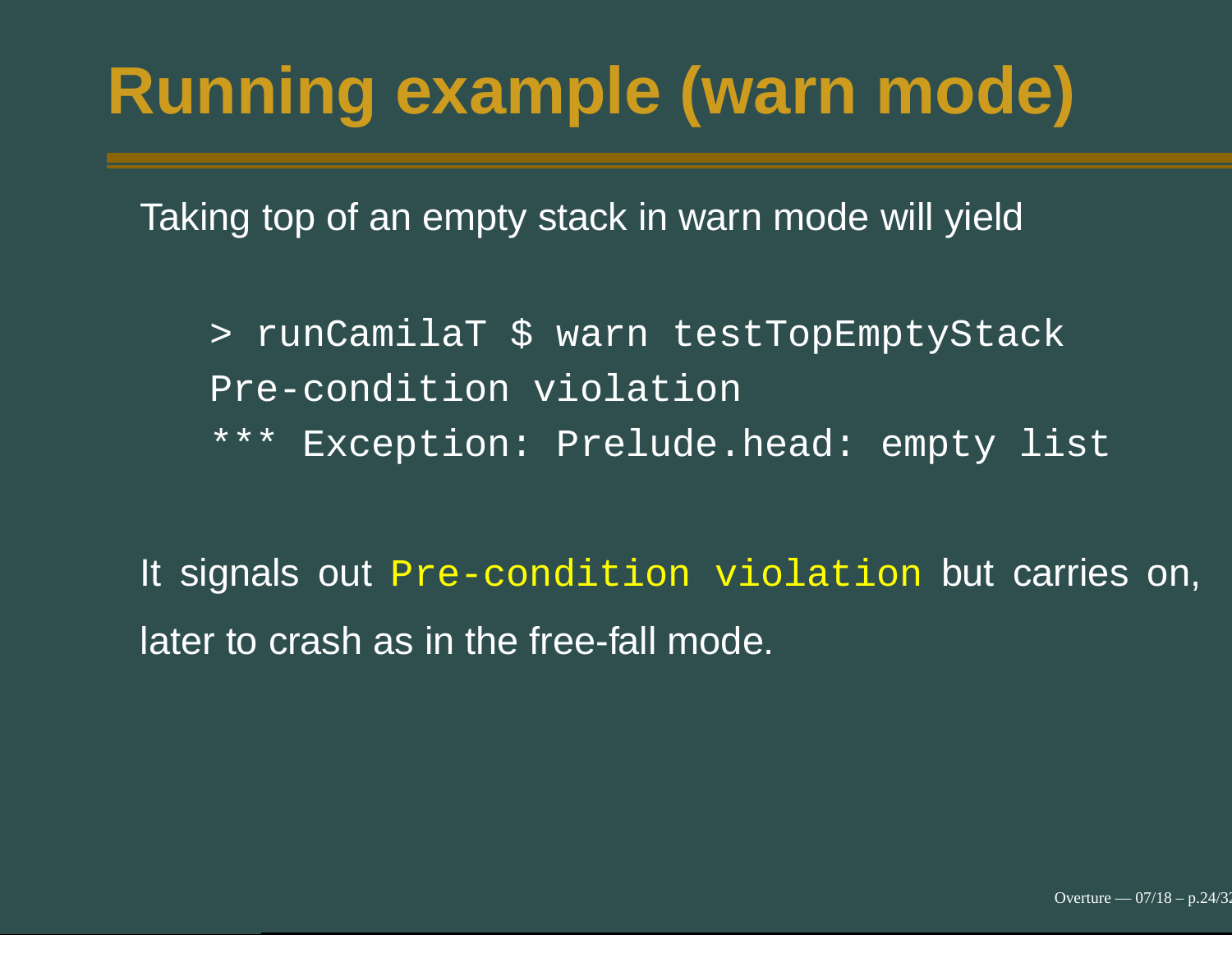# Running example (warn mode)

Taking top of an empty stack in warn mode will yield

```
> runCamilaT $ warn testTopEmptyStack
Pre-condition violation
*** Exception: Prelude.head: empty list
```

It signals out `Pre-condition violation` but carries on, later to crash as in the free-fall mode.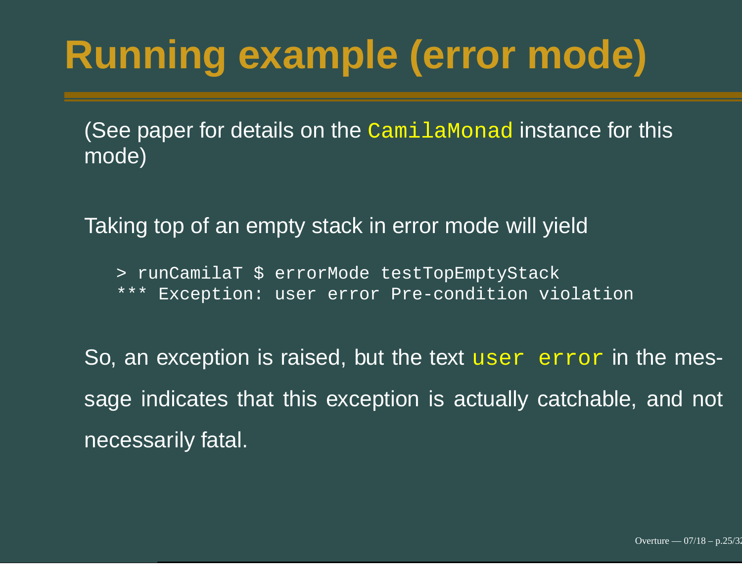# Running example (error mode)

(See paper for details on the `CamilaMonad` instance for this mode)

Taking top of an empty stack in error mode will yield

```
> runCamilaT $ errorMode testTopEmptyStack
*** Exception: user error Pre-condition violation
```

So, an exception is raised, but the text `user error` in the message indicates that this exception is actually catchable, and not necessarily fatal.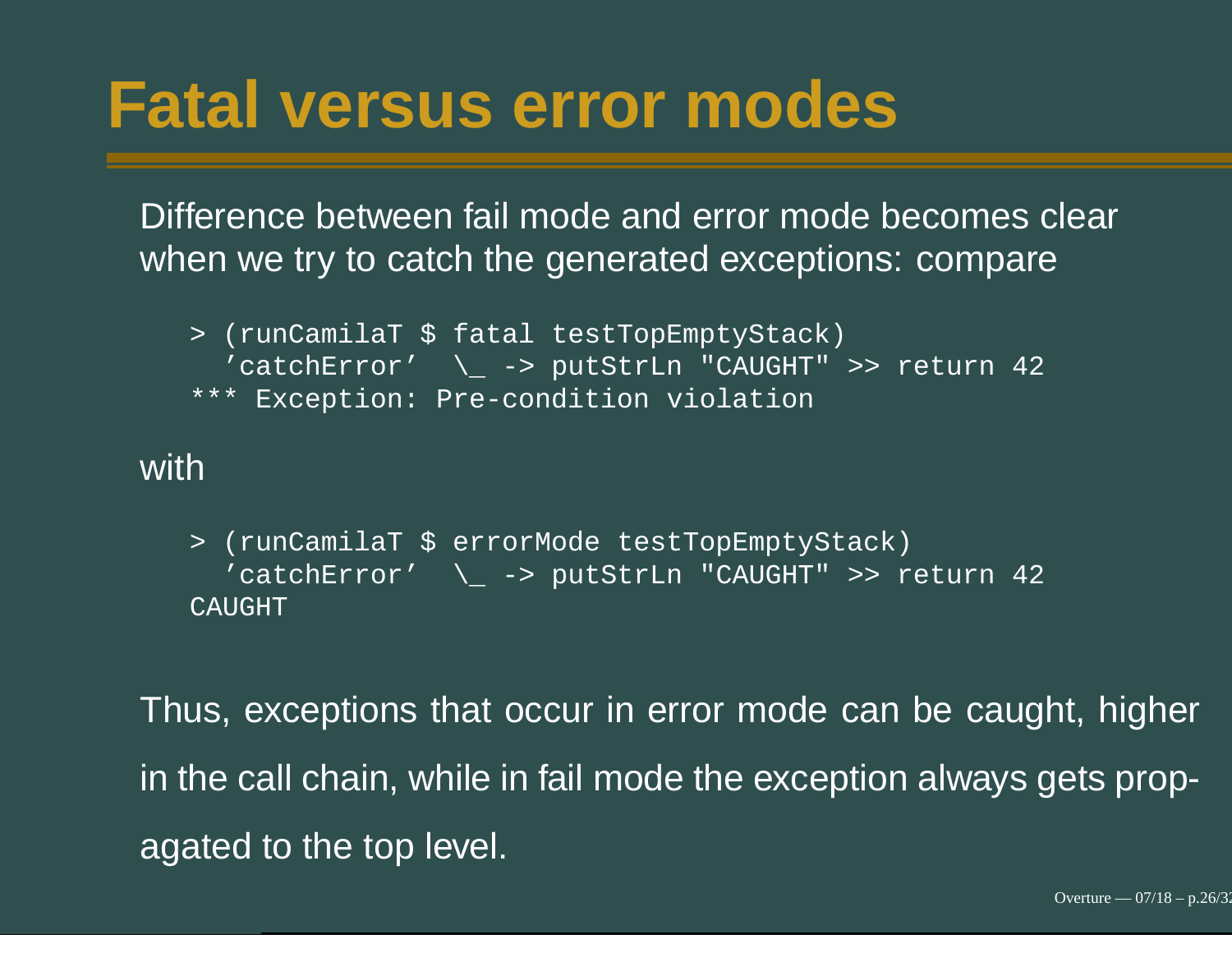# Fatal versus error modes

Difference between fail mode and error mode becomes clear when we try to catch the generated exceptions: compare

```
> (runCamilaT $ fatal testTopEmptyStack)
  'catchError'  \_ -> putStrLn "CAUGHT" >> return 42
*** Exception: Pre-condition violation
```

with

```
> (runCamilaT $ errorMode testTopEmptyStack)
  'catchError'  \_ -> putStrLn "CAUGHT" >> return 42
CAUGHT
```

Thus, exceptions that occur in error mode can be caught, higher in the call chain, while in fail mode the exception always gets propagated to the top level.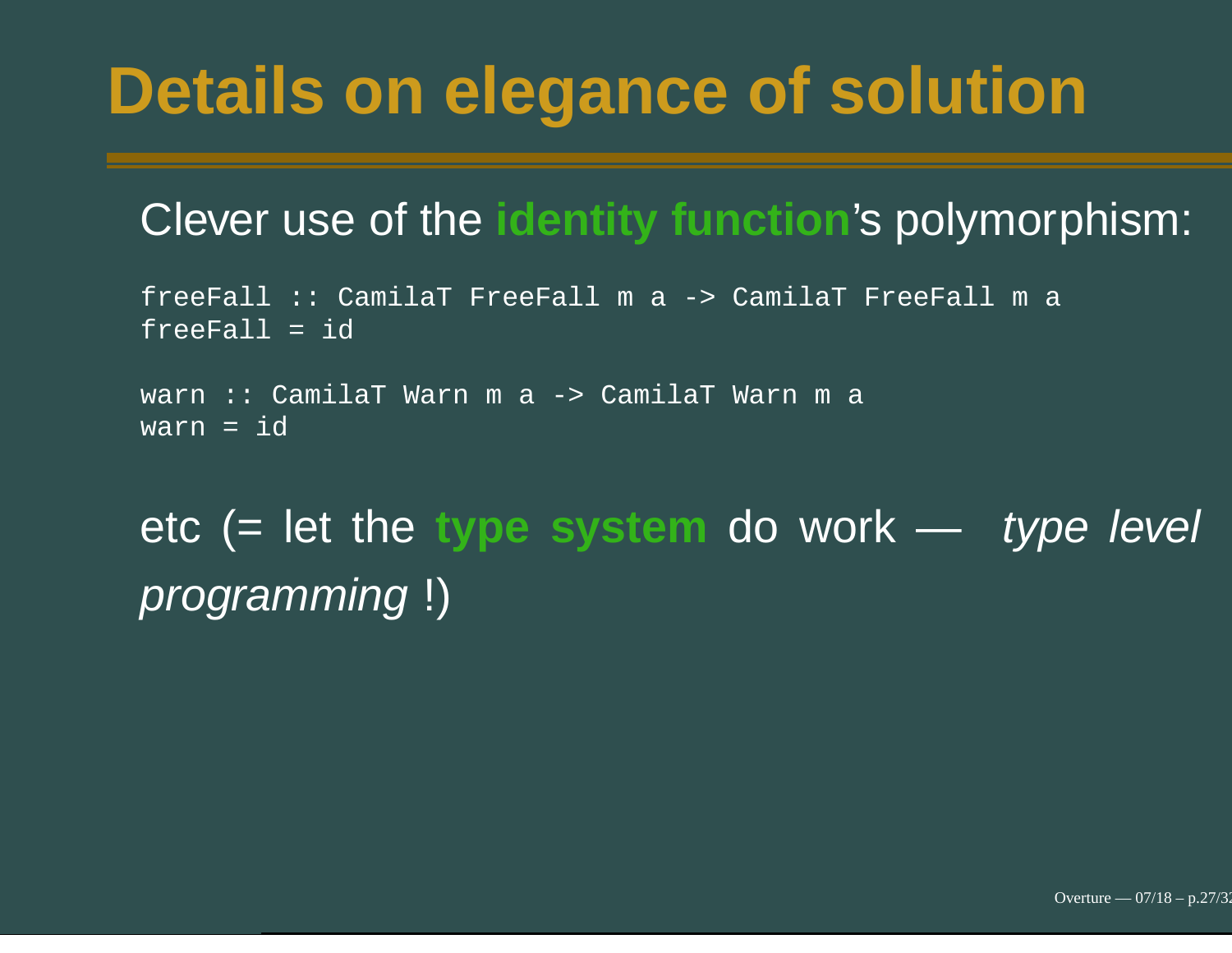# Details on elegance of solution

Clever use of the **identity function**'s polymorphism:

```
freeFall :: CamilaT FreeFall m a -> CamilaT FreeFall m a
freeFall = id

warn :: CamilaT Warn m a -> CamilaT Warn m a
warn = id
```

etc (= let the **type system** do work — *type level programming* !)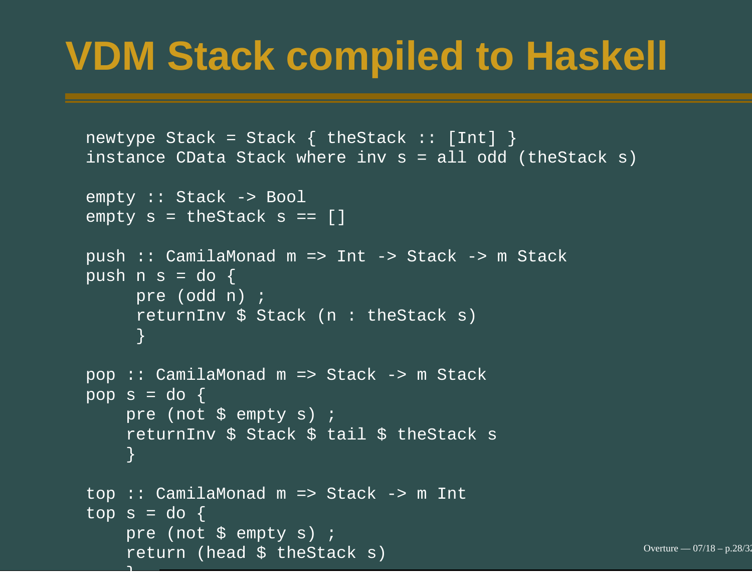# VDM Stack compiled to Haskell

```
newtype Stack = Stack { theStack :: [Int] }
instance CData Stack where inv s = all odd (theStack s)

empty :: Stack -> Bool
empty s = theStack s == []

push :: CamilaMonad m => Int -> Stack -> m Stack
push n s = do {
     pre (odd n) ;
     returnInv $ Stack (n : theStack s)
     }

pop :: CamilaMonad m => Stack -> m Stack
pop s = do {
    pre (not $ empty s) ;
    returnInv $ Stack $ tail $ theStack s
    }

top :: CamilaMonad m => Stack -> m Int
top s = do {
    pre (not $ empty s) ;
    return (head $ theStack s)
    }
```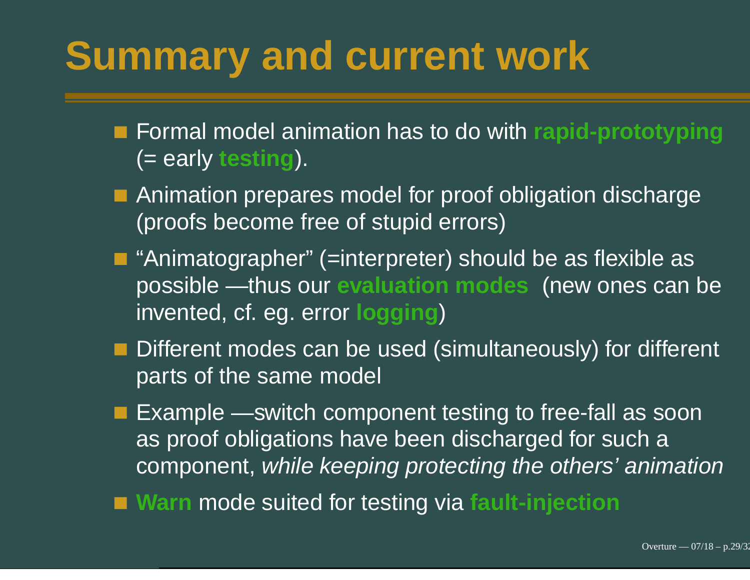# Summary and current work

- Formal model animation has to do with **rapid-prototyping** (= early **testing**).
- Animation prepares model for proof obligation discharge (proofs become free of stupid errors)
- “Animatographer” (=interpreter) should be as flexible as possible —thus our **evaluation modes** (new ones can be invented, cf. eg. error **logging**)
- Different modes can be used (simultaneously) for different parts of the same model
- Example —switch component testing to free-fall as soon as proof obligations have been discharged for such a component, *while keeping protecting the others' animation*
- **Warn** mode suited for testing via **fault-injection**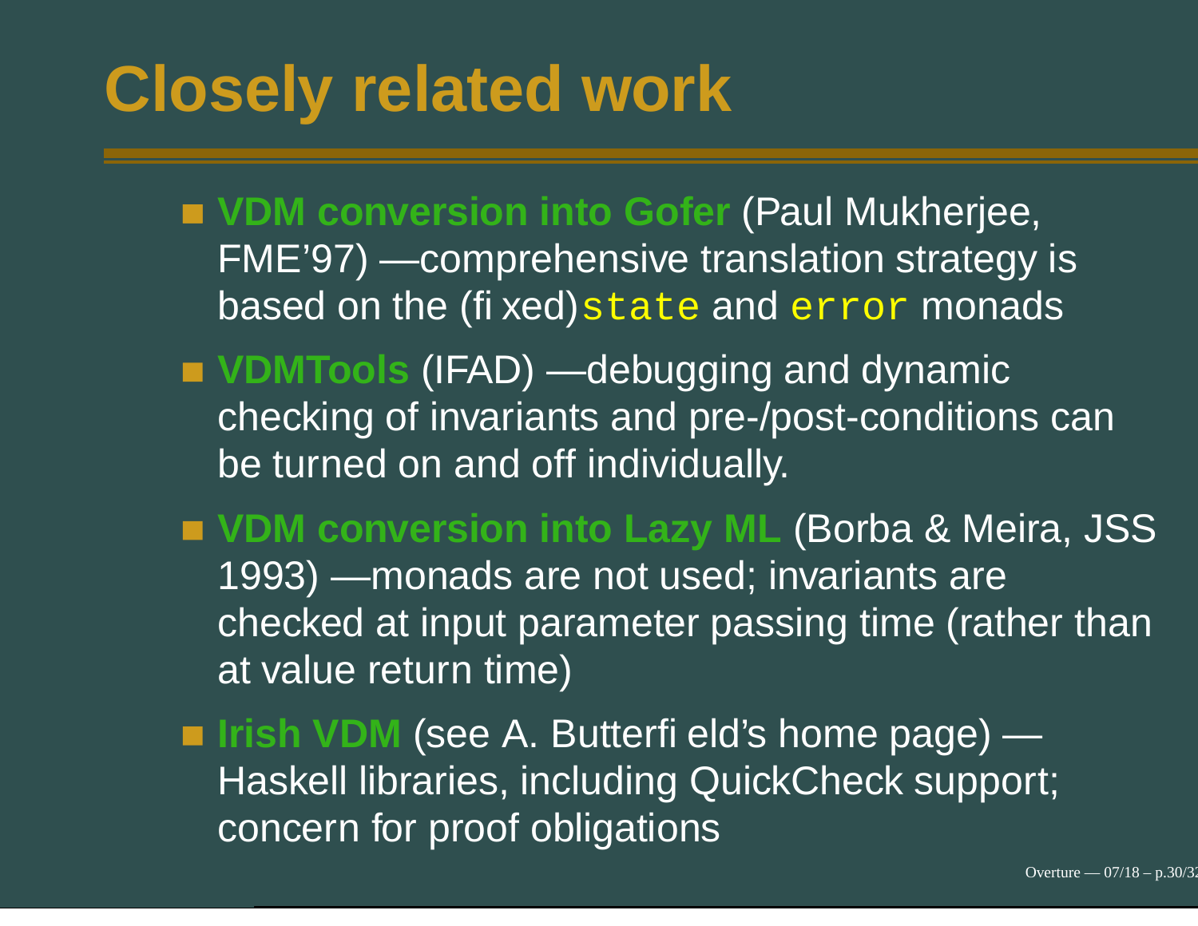# Closely related work

- **VDM conversion into Gofer** (Paul Mukherjee, FME'97) —comprehensive translation strategy is based on the (fixed) `state` and `error` monads
- **VDMTools** (IFAD) —debugging and dynamic checking of invariants and pre-/post-conditions can be turned on and off individually.
- **VDM conversion into Lazy ML** (Borba & Meira, JSS 1993) —monads are not used; invariants are checked at input parameter passing time (rather than at value return time)
- **Irish VDM** (see A. Butterfield's home page) — Haskell libraries, including QuickCheck support; concern for proof obligations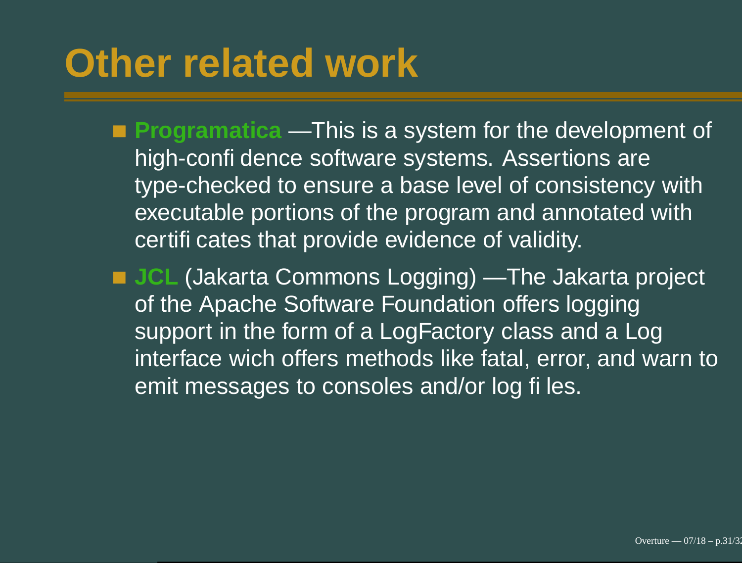# Other related work

- **Programatica** —This is a system for the development of high-confidence software systems. Assertions are type-checked to ensure a base level of consistency with executable portions of the program and annotated with certificates that provide evidence of validity.
- **JCL** (Jakarta Commons Logging) —The Jakarta project of the Apache Software Foundation offers logging support in the form of a LogFactory class and a Log interface wich offers methods like fatal, error, and warn to emit messages to consoles and/or log files.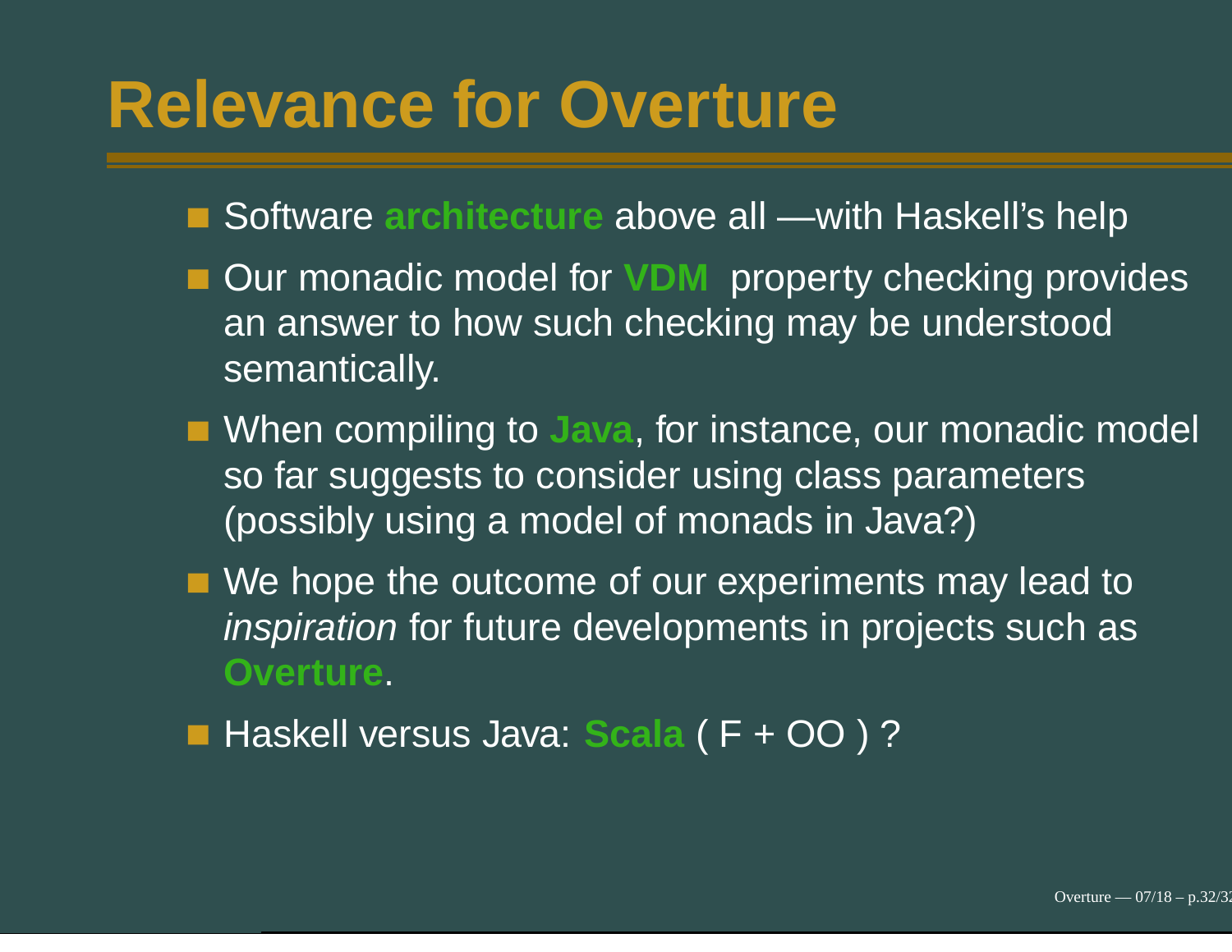# Relevance for Overture

- Software **architecture** above all —with Haskell's help
- Our monadic model for **VDM** property checking provides an answer to how such checking may be understood semantically.
- When compiling to **Java**, for instance, our monadic model so far suggests to consider using class parameters (possibly using a model of monads in Java?)
- We hope the outcome of our experiments may lead to *inspiration* for future developments in projects such as **Overture**.
- Haskell versus Java: **Scala** ( F + OO ) ?